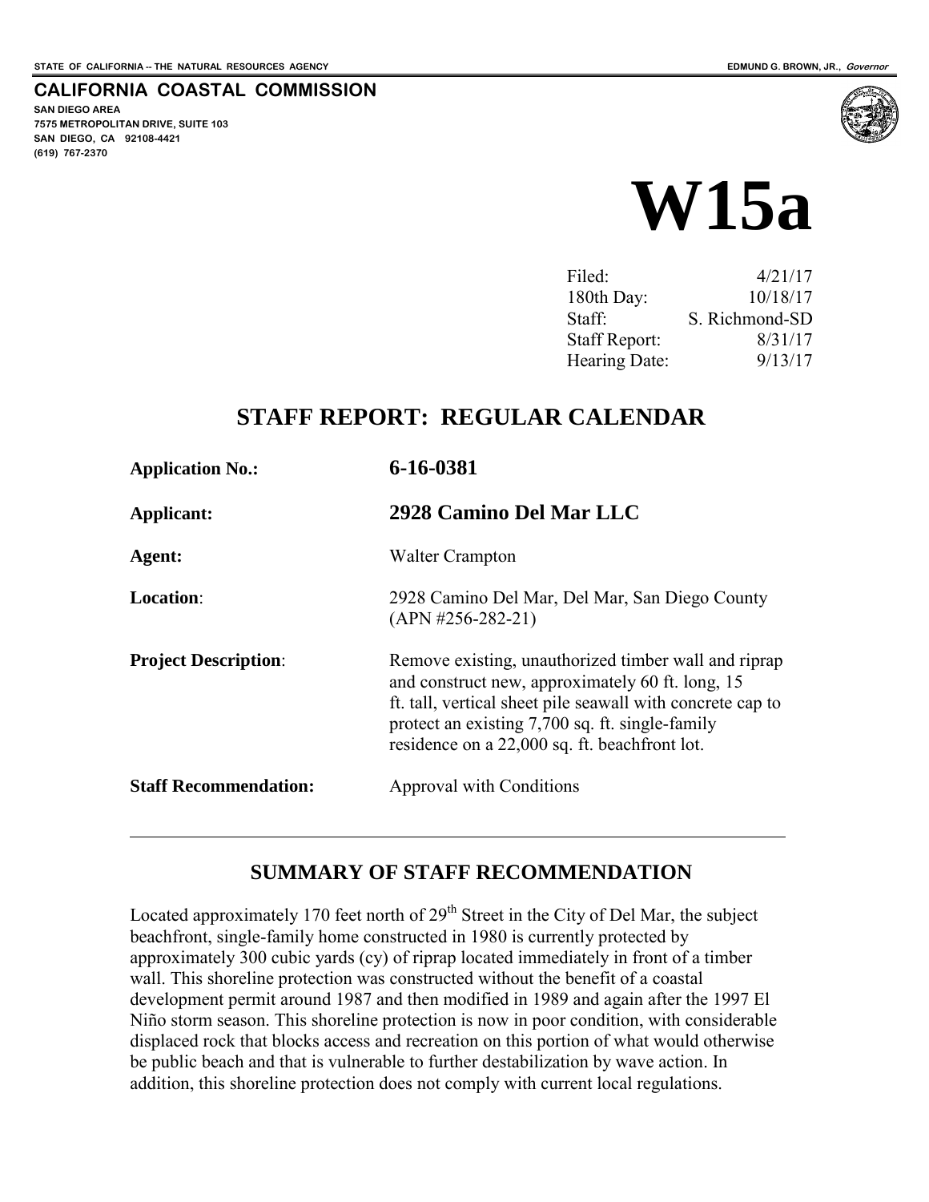STATE OF CALIFORNIA -- THE NATURAL RESOURCES AGENCY

EDMUND G. BROWN, JR., *Governor*

**CALIFORNIA COASTAL COMMISSION**

**SAN DIEGO AREA**
**7575 METROPOLITAN DRIVE, SUITE 103**
**SAN DIEGO, CA 92108-4421**
**(619) 767-2370**

# W15a

| | |
|---|---|
| Filed: | 4/21/17 |
| 180th Day: | 10/18/17 |
| Staff: | S. Richmond-SD |
| Staff Report: | 8/31/17 |
| Hearing Date: | 9/13/17 |

## STAFF REPORT: REGULAR CALENDAR

| | |
|---|---|
| **Application No.:** | **6-16-0381** |
| **Applicant:** | **2928 Camino Del Mar LLC** |
| **Agent:** | Walter Crampton |
| **Location**: | 2928 Camino Del Mar, Del Mar, San Diego County (APN #256-282-21) |
| **Project Description**: | Remove existing, unauthorized timber wall and riprap and construct new, approximately 60 ft. long, 15 ft. tall, vertical sheet pile seawall with concrete cap to protect an existing 7,700 sq. ft. single-family residence on a 22,000 sq. ft. beachfront lot. |
| **Staff Recommendation:** | Approval with Conditions |

---

## SUMMARY OF STAFF RECOMMENDATION

Located approximately 170 feet north of 29th Street in the City of Del Mar, the subject beachfront, single-family home constructed in 1980 is currently protected by approximately 300 cubic yards (cy) of riprap located immediately in front of a timber wall. This shoreline protection was constructed without the benefit of a coastal development permit around 1987 and then modified in 1989 and again after the 1997 El Niño storm season. This shoreline protection is now in poor condition, with considerable displaced rock that blocks access and recreation on this portion of what would otherwise be public beach and that is vulnerable to further destabilization by wave action. In addition, this shoreline protection does not comply with current local regulations.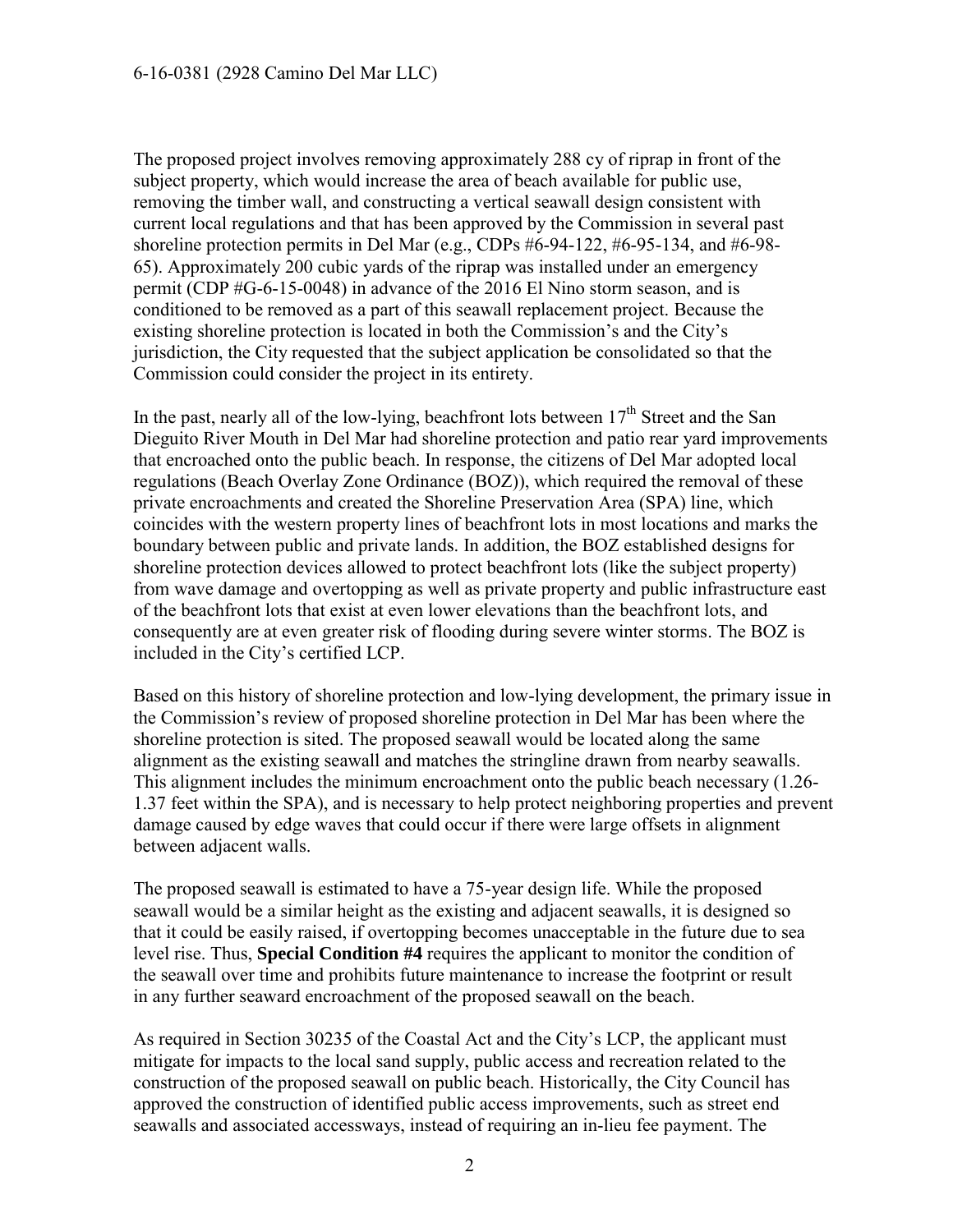The proposed project involves removing approximately 288 cy of riprap in front of the subject property, which would increase the area of beach available for public use, removing the timber wall, and constructing a vertical seawall design consistent with current local regulations and that has been approved by the Commission in several past shoreline protection permits in Del Mar (e.g., CDPs #6-94-122, #6-95-134, and #6-98-65). Approximately 200 cubic yards of the riprap was installed under an emergency permit (CDP #G-6-15-0048) in advance of the 2016 El Nino storm season, and is conditioned to be removed as a part of this seawall replacement project. Because the existing shoreline protection is located in both the Commission's and the City's jurisdiction, the City requested that the subject application be consolidated so that the Commission could consider the project in its entirety.

In the past, nearly all of the low-lying, beachfront lots between 17th Street and the San Dieguito River Mouth in Del Mar had shoreline protection and patio rear yard improvements that encroached onto the public beach. In response, the citizens of Del Mar adopted local regulations (Beach Overlay Zone Ordinance (BOZ)), which required the removal of these private encroachments and created the Shoreline Preservation Area (SPA) line, which coincides with the western property lines of beachfront lots in most locations and marks the boundary between public and private lands. In addition, the BOZ established designs for shoreline protection devices allowed to protect beachfront lots (like the subject property) from wave damage and overtopping as well as private property and public infrastructure east of the beachfront lots that exist at even lower elevations than the beachfront lots, and consequently are at even greater risk of flooding during severe winter storms. The BOZ is included in the City's certified LCP.

Based on this history of shoreline protection and low-lying development, the primary issue in the Commission's review of proposed shoreline protection in Del Mar has been where the shoreline protection is sited. The proposed seawall would be located along the same alignment as the existing seawall and matches the stringline drawn from nearby seawalls. This alignment includes the minimum encroachment onto the public beach necessary (1.26-1.37 feet within the SPA), and is necessary to help protect neighboring properties and prevent damage caused by edge waves that could occur if there were large offsets in alignment between adjacent walls.

The proposed seawall is estimated to have a 75-year design life. While the proposed seawall would be a similar height as the existing and adjacent seawalls, it is designed so that it could be easily raised, if overtopping becomes unacceptable in the future due to sea level rise. Thus, **Special Condition #4** requires the applicant to monitor the condition of the seawall over time and prohibits future maintenance to increase the footprint or result in any further seaward encroachment of the proposed seawall on the beach.

As required in Section 30235 of the Coastal Act and the City's LCP, the applicant must mitigate for impacts to the local sand supply, public access and recreation related to the construction of the proposed seawall on public beach. Historically, the City Council has approved the construction of identified public access improvements, such as street end seawalls and associated accessways, instead of requiring an in-lieu fee payment. The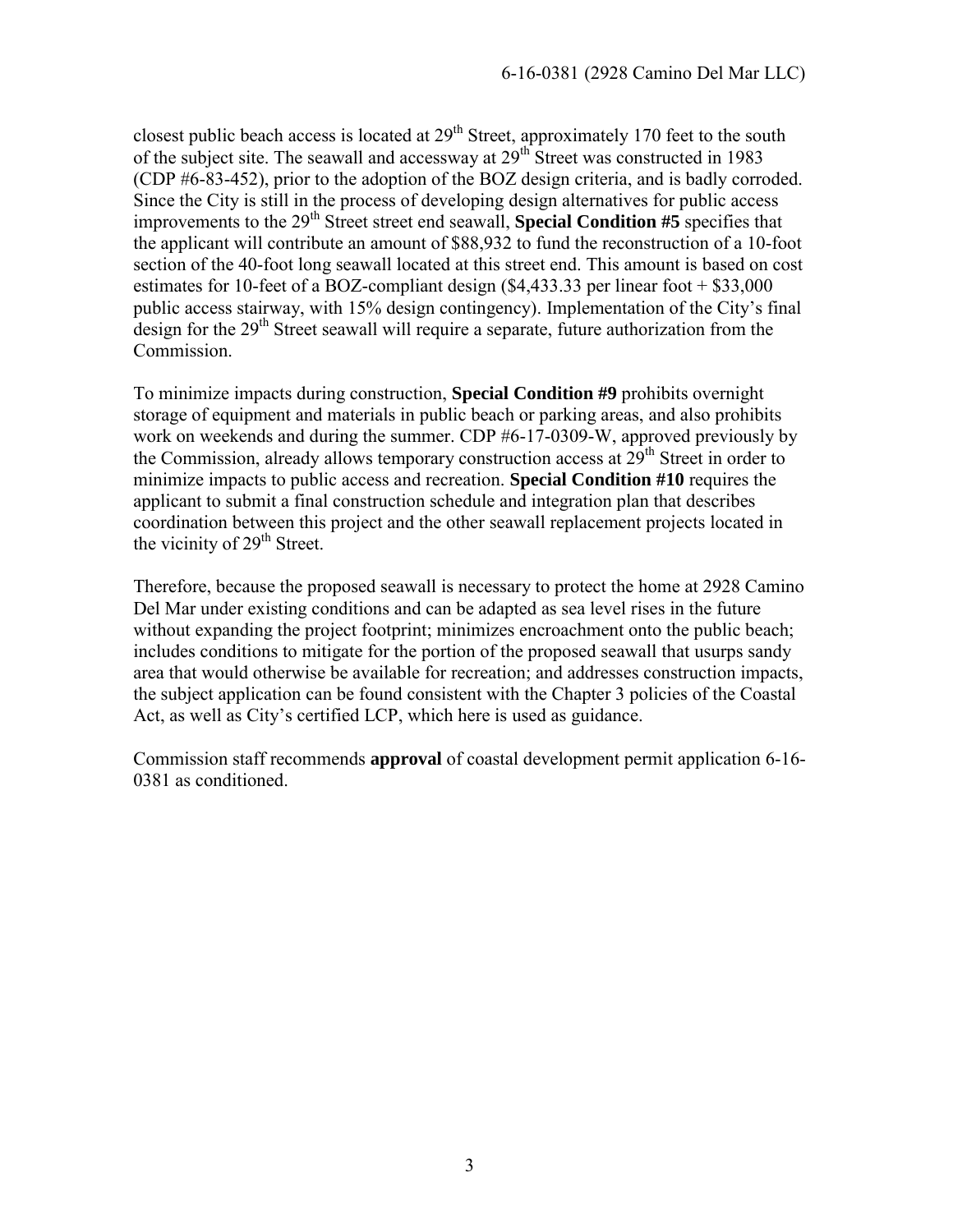closest public beach access is located at 29th Street, approximately 170 feet to the south of the subject site. The seawall and accessway at 29th Street was constructed in 1983 (CDP #6-83-452), prior to the adoption of the BOZ design criteria, and is badly corroded. Since the City is still in the process of developing design alternatives for public access improvements to the 29th Street street end seawall, **Special Condition #5** specifies that the applicant will contribute an amount of $88,932 to fund the reconstruction of a 10-foot section of the 40-foot long seawall located at this street end. This amount is based on cost estimates for 10-feet of a BOZ-compliant design ($4,433.33 per linear foot + $33,000 public access stairway, with 15% design contingency). Implementation of the City's final design for the 29th Street seawall will require a separate, future authorization from the Commission.

To minimize impacts during construction, **Special Condition #9** prohibits overnight storage of equipment and materials in public beach or parking areas, and also prohibits work on weekends and during the summer. CDP #6-17-0309-W, approved previously by the Commission, already allows temporary construction access at 29th Street in order to minimize impacts to public access and recreation. **Special Condition #10** requires the applicant to submit a final construction schedule and integration plan that describes coordination between this project and the other seawall replacement projects located in the vicinity of 29th Street.

Therefore, because the proposed seawall is necessary to protect the home at 2928 Camino Del Mar under existing conditions and can be adapted as sea level rises in the future without expanding the project footprint; minimizes encroachment onto the public beach; includes conditions to mitigate for the portion of the proposed seawall that usurps sandy area that would otherwise be available for recreation; and addresses construction impacts, the subject application can be found consistent with the Chapter 3 policies of the Coastal Act, as well as City's certified LCP, which here is used as guidance.

Commission staff recommends **approval** of coastal development permit application 6-16-0381 as conditioned.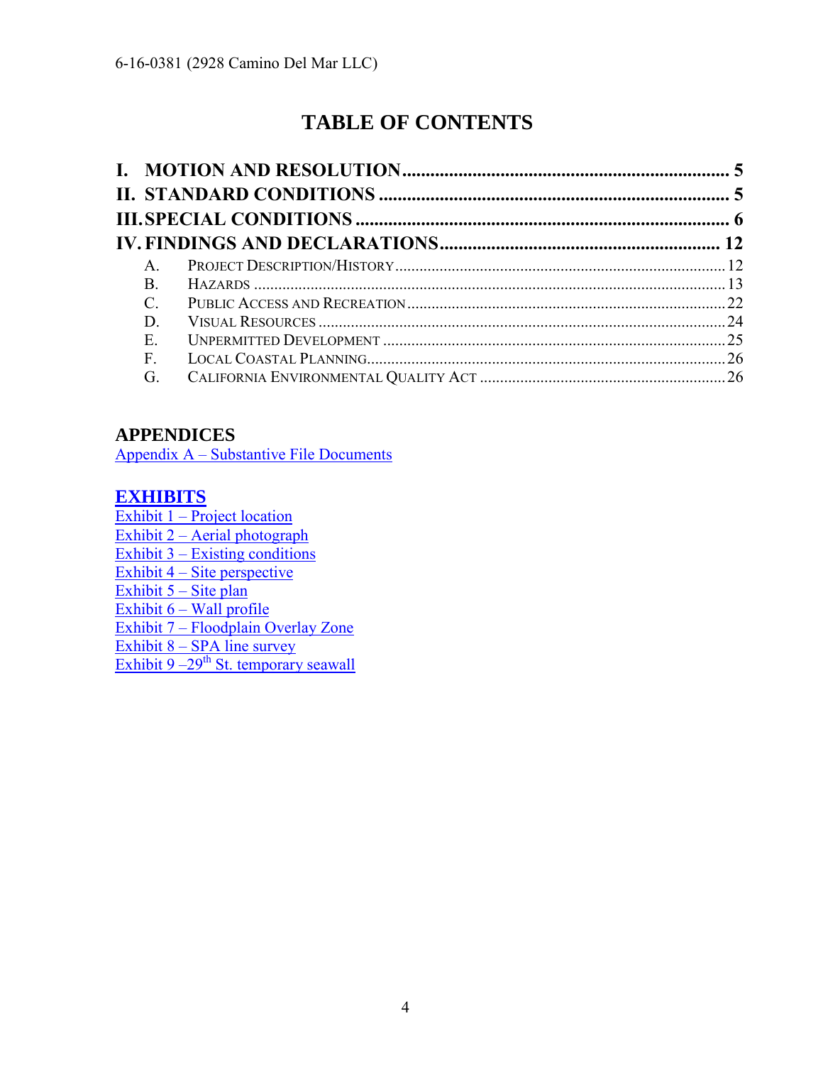# TABLE OF CONTENTS

**I. MOTION AND RESOLUTION** ..................................................................... 5
**II. STANDARD CONDITIONS** ........................................................................ 5
**III. SPECIAL CONDITIONS** ........................................................................... 6
**IV. FINDINGS AND DECLARATIONS** .......................................................... 12

- A. PROJECT DESCRIPTION/HISTORY ....................................................................... 12
- B. HAZARDS ................................................................................................... 13
- C. PUBLIC ACCESS AND RECREATION ....................................................................... 22
- D. VISUAL RESOURCES ........................................................................................ 24
- E. UNPERMITTED DEVELOPMENT ................................................................................ 25
- F. LOCAL COASTAL PLANNING ................................................................................. 26
- G. CALIFORNIA ENVIRONMENTAL QUALITY ACT ........................................................... 26

## APPENDICES

Appendix A – Substantive File Documents

## EXHIBITS

Exhibit 1 – Project location
Exhibit 2 – Aerial photograph
Exhibit 3 – Existing conditions
Exhibit 4 – Site perspective
Exhibit 5 – Site plan
Exhibit 6 – Wall profile
Exhibit 7 – Floodplain Overlay Zone
Exhibit 8 – SPA line survey
Exhibit 9 –29th St. temporary seawall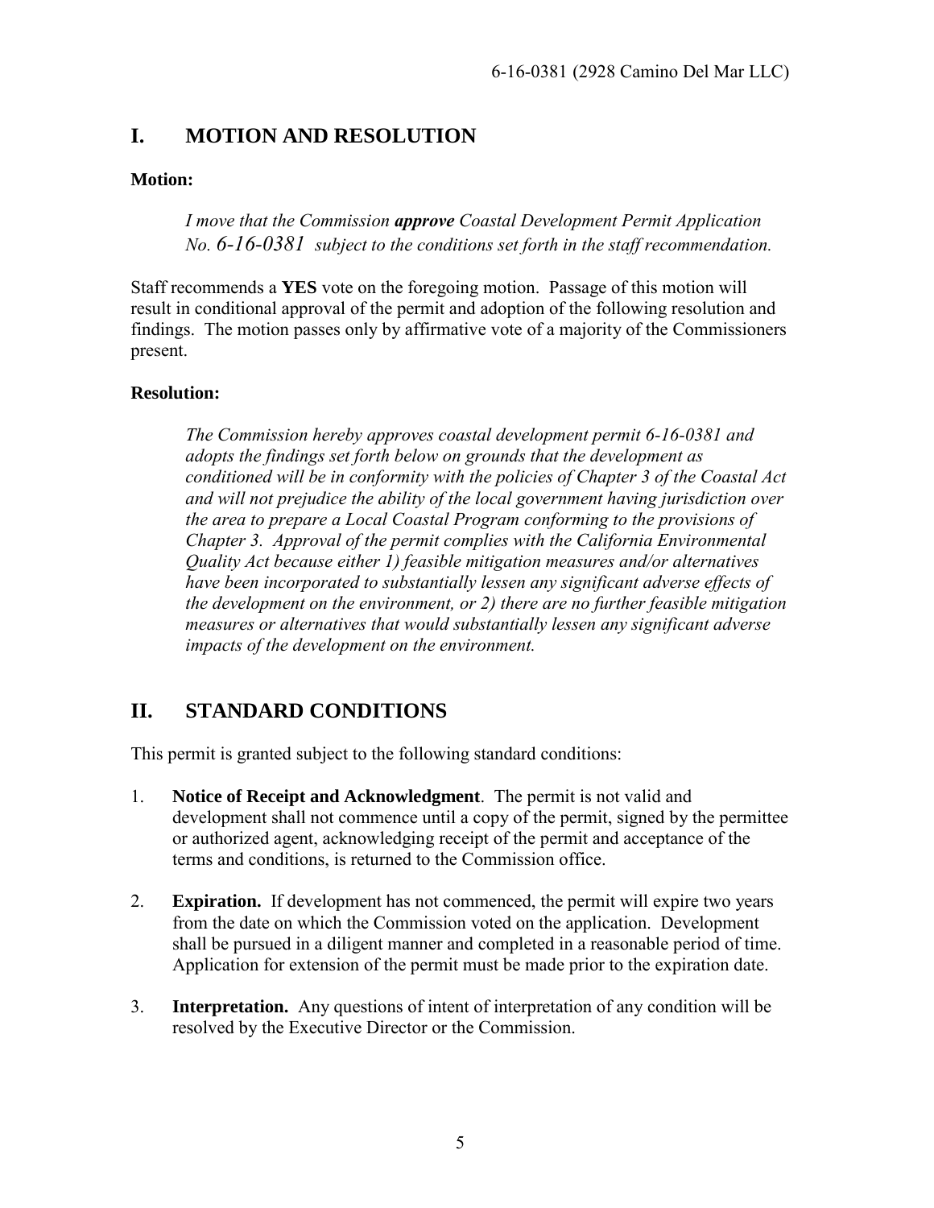## I. MOTION AND RESOLUTION

**Motion:**

> *I move that the Commission **approve** Coastal Development Permit Application No. 6-16-0381 subject to the conditions set forth in the staff recommendation.*

Staff recommends a **YES** vote on the foregoing motion. Passage of this motion will result in conditional approval of the permit and adoption of the following resolution and findings. The motion passes only by affirmative vote of a majority of the Commissioners present.

**Resolution:**

> *The Commission hereby approves coastal development permit 6-16-0381 and adopts the findings set forth below on grounds that the development as conditioned will be in conformity with the policies of Chapter 3 of the Coastal Act and will not prejudice the ability of the local government having jurisdiction over the area to prepare a Local Coastal Program conforming to the provisions of Chapter 3. Approval of the permit complies with the California Environmental Quality Act because either 1) feasible mitigation measures and/or alternatives have been incorporated to substantially lessen any significant adverse effects of the development on the environment, or 2) there are no further feasible mitigation measures or alternatives that would substantially lessen any significant adverse impacts of the development on the environment.*

## II. STANDARD CONDITIONS

This permit is granted subject to the following standard conditions:

1. **Notice of Receipt and Acknowledgment**. The permit is not valid and development shall not commence until a copy of the permit, signed by the permittee or authorized agent, acknowledging receipt of the permit and acceptance of the terms and conditions, is returned to the Commission office.

2. **Expiration.** If development has not commenced, the permit will expire two years from the date on which the Commission voted on the application. Development shall be pursued in a diligent manner and completed in a reasonable period of time. Application for extension of the permit must be made prior to the expiration date.

3. **Interpretation.** Any questions of intent of interpretation of any condition will be resolved by the Executive Director or the Commission.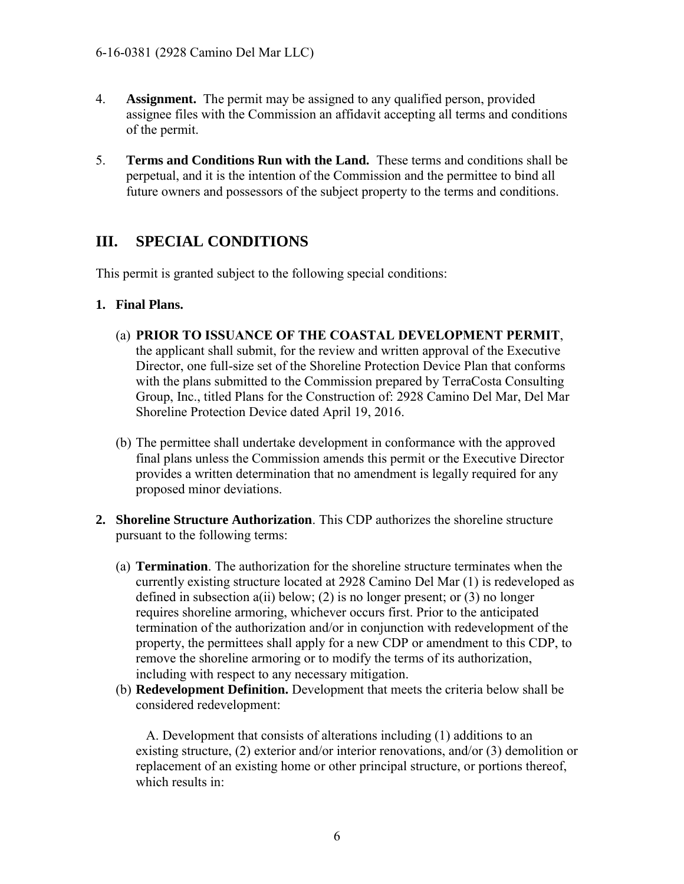4. **Assignment.** The permit may be assigned to any qualified person, provided assignee files with the Commission an affidavit accepting all terms and conditions of the permit.

5. **Terms and Conditions Run with the Land.** These terms and conditions shall be perpetual, and it is the intention of the Commission and the permittee to bind all future owners and possessors of the subject property to the terms and conditions.

## III. SPECIAL CONDITIONS

This permit is granted subject to the following special conditions:

**1. Final Plans.**

(a) **PRIOR TO ISSUANCE OF THE COASTAL DEVELOPMENT PERMIT**, the applicant shall submit, for the review and written approval of the Executive Director, one full-size set of the Shoreline Protection Device Plan that conforms with the plans submitted to the Commission prepared by TerraCosta Consulting Group, Inc., titled Plans for the Construction of: 2928 Camino Del Mar, Del Mar Shoreline Protection Device dated April 19, 2016.

(b) The permittee shall undertake development in conformance with the approved final plans unless the Commission amends this permit or the Executive Director provides a written determination that no amendment is legally required for any proposed minor deviations.

**2. Shoreline Structure Authorization**. This CDP authorizes the shoreline structure pursuant to the following terms:

(a) **Termination**. The authorization for the shoreline structure terminates when the currently existing structure located at 2928 Camino Del Mar (1) is redeveloped as defined in subsection a(ii) below; (2) is no longer present; or (3) no longer requires shoreline armoring, whichever occurs first. Prior to the anticipated termination of the authorization and/or in conjunction with redevelopment of the property, the permittees shall apply for a new CDP or amendment to this CDP, to remove the shoreline armoring or to modify the terms of its authorization, including with respect to any necessary mitigation.

(b) **Redevelopment Definition.** Development that meets the criteria below shall be considered redevelopment:

A. Development that consists of alterations including (1) additions to an existing structure, (2) exterior and/or interior renovations, and/or (3) demolition or replacement of an existing home or other principal structure, or portions thereof, which results in: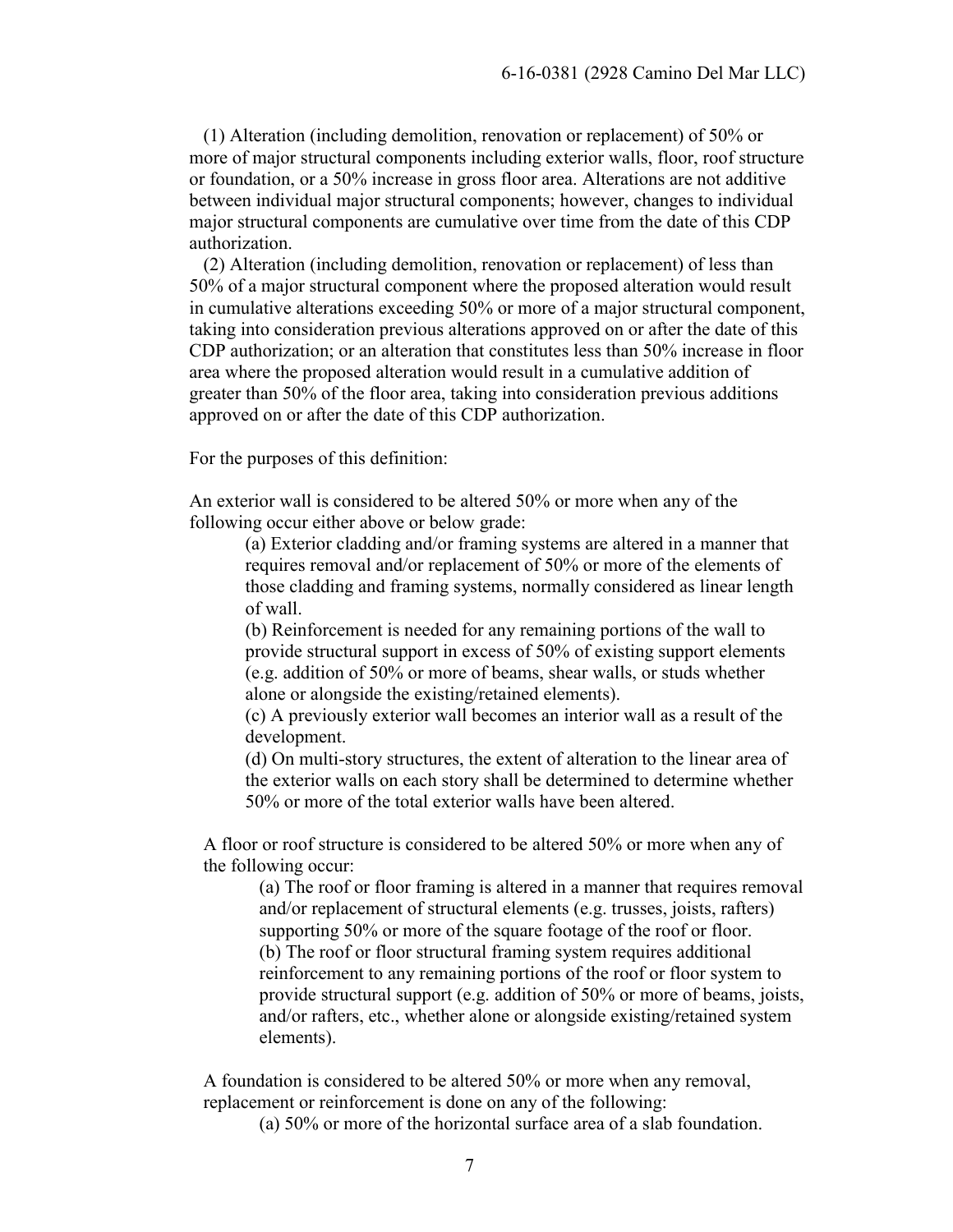(1) Alteration (including demolition, renovation or replacement) of 50% or more of major structural components including exterior walls, floor, roof structure or foundation, or a 50% increase in gross floor area. Alterations are not additive between individual major structural components; however, changes to individual major structural components are cumulative over time from the date of this CDP authorization.

(2) Alteration (including demolition, renovation or replacement) of less than 50% of a major structural component where the proposed alteration would result in cumulative alterations exceeding 50% or more of a major structural component, taking into consideration previous alterations approved on or after the date of this CDP authorization; or an alteration that constitutes less than 50% increase in floor area where the proposed alteration would result in a cumulative addition of greater than 50% of the floor area, taking into consideration previous additions approved on or after the date of this CDP authorization.

For the purposes of this definition:

An exterior wall is considered to be altered 50% or more when any of the following occur either above or below grade:

(a) Exterior cladding and/or framing systems are altered in a manner that requires removal and/or replacement of 50% or more of the elements of those cladding and framing systems, normally considered as linear length of wall.

(b) Reinforcement is needed for any remaining portions of the wall to provide structural support in excess of 50% of existing support elements (e.g. addition of 50% or more of beams, shear walls, or studs whether alone or alongside the existing/retained elements).

(c) A previously exterior wall becomes an interior wall as a result of the development.

(d) On multi-story structures, the extent of alteration to the linear area of the exterior walls on each story shall be determined to determine whether 50% or more of the total exterior walls have been altered.

A floor or roof structure is considered to be altered 50% or more when any of the following occur:

(a) The roof or floor framing is altered in a manner that requires removal and/or replacement of structural elements (e.g. trusses, joists, rafters) supporting 50% or more of the square footage of the roof or floor.

(b) The roof or floor structural framing system requires additional reinforcement to any remaining portions of the roof or floor system to provide structural support (e.g. addition of 50% or more of beams, joists, and/or rafters, etc., whether alone or alongside existing/retained system elements).

A foundation is considered to be altered 50% or more when any removal, replacement or reinforcement is done on any of the following:

(a) 50% or more of the horizontal surface area of a slab foundation.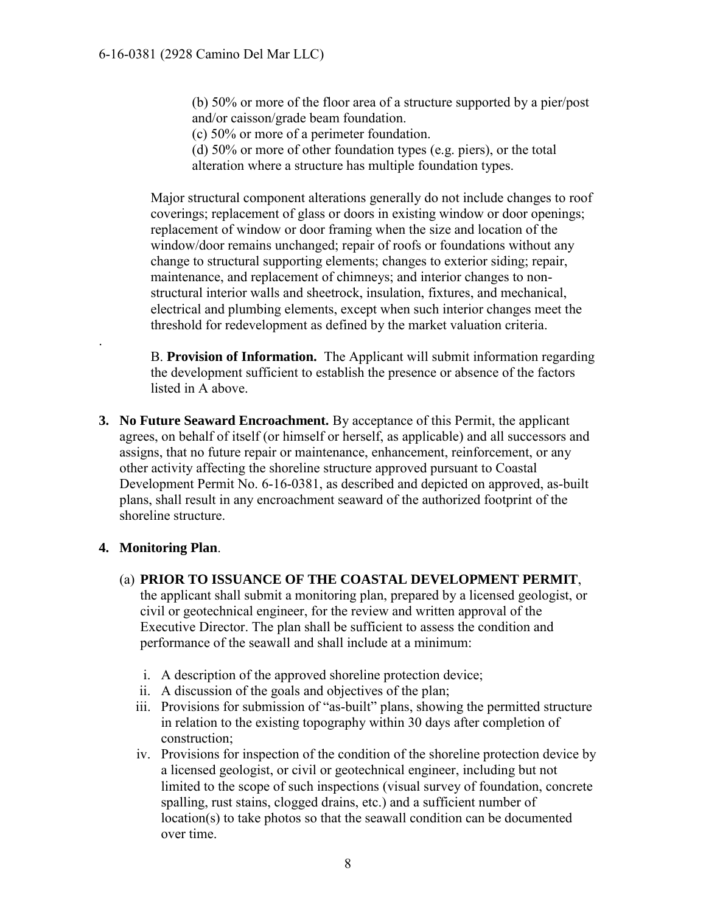(b) 50% or more of the floor area of a structure supported by a pier/post and/or caisson/grade beam foundation.
(c) 50% or more of a perimeter foundation.
(d) 50% or more of other foundation types (e.g. piers), or the total alteration where a structure has multiple foundation types.

Major structural component alterations generally do not include changes to roof coverings; replacement of glass or doors in existing window or door openings; replacement of window or door framing when the size and location of the window/door remains unchanged; repair of roofs or foundations without any change to structural supporting elements; changes to exterior siding; repair, maintenance, and replacement of chimneys; and interior changes to non-structural interior walls and sheetrock, insulation, fixtures, and mechanical, electrical and plumbing elements, except when such interior changes meet the threshold for redevelopment as defined by the market valuation criteria.

B. **Provision of Information.** The Applicant will submit information regarding the development sufficient to establish the presence or absence of the factors listed in A above.

**3. No Future Seaward Encroachment.** By acceptance of this Permit, the applicant agrees, on behalf of itself (or himself or herself, as applicable) and all successors and assigns, that no future repair or maintenance, enhancement, reinforcement, or any other activity affecting the shoreline structure approved pursuant to Coastal Development Permit No. 6-16-0381, as described and depicted on approved, as-built plans, shall result in any encroachment seaward of the authorized footprint of the shoreline structure.

**4. Monitoring Plan**.

(a) **PRIOR TO ISSUANCE OF THE COASTAL DEVELOPMENT PERMIT**, the applicant shall submit a monitoring plan, prepared by a licensed geologist, or civil or geotechnical engineer, for the review and written approval of the Executive Director. The plan shall be sufficient to assess the condition and performance of the seawall and shall include at a minimum:

i. A description of the approved shoreline protection device;
ii. A discussion of the goals and objectives of the plan;
iii. Provisions for submission of "as-built" plans, showing the permitted structure in relation to the existing topography within 30 days after completion of construction;
iv. Provisions for inspection of the condition of the shoreline protection device by a licensed geologist, or civil or geotechnical engineer, including but not limited to the scope of such inspections (visual survey of foundation, concrete spalling, rust stains, clogged drains, etc.) and a sufficient number of location(s) to take photos so that the seawall condition can be documented over time.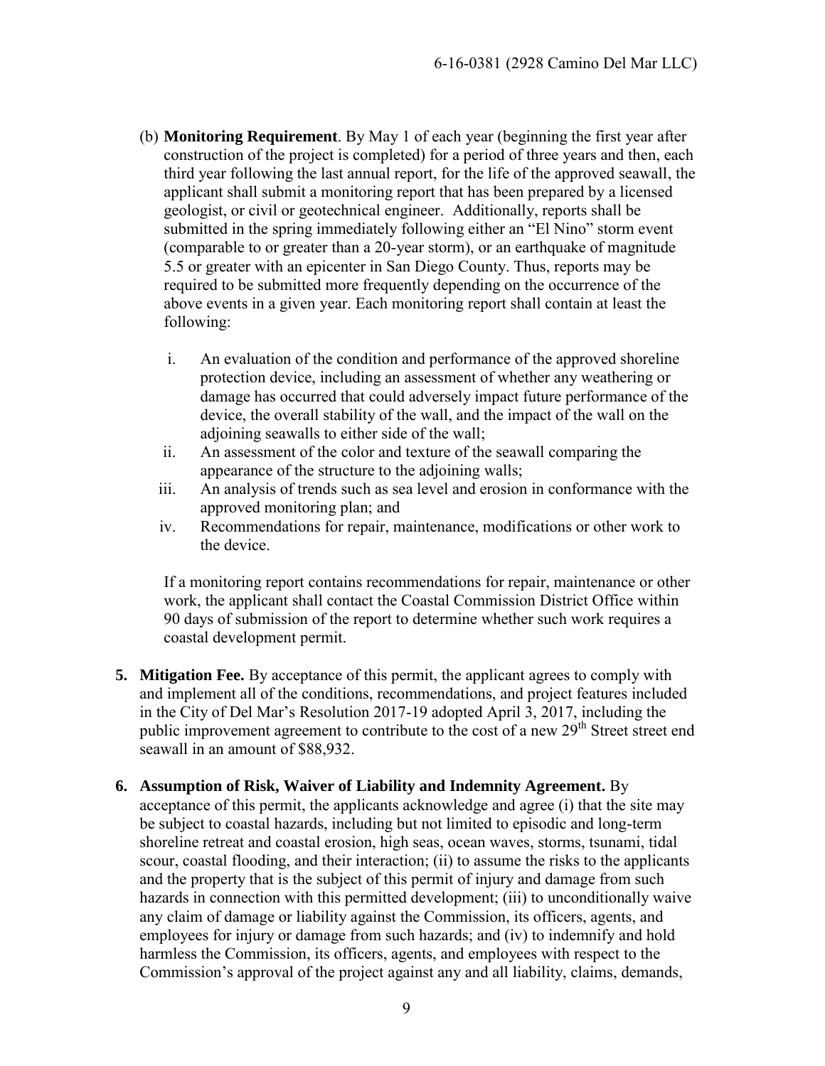(b) **Monitoring Requirement**. By May 1 of each year (beginning the first year after construction of the project is completed) for a period of three years and then, each third year following the last annual report, for the life of the approved seawall, the applicant shall submit a monitoring report that has been prepared by a licensed geologist, or civil or geotechnical engineer. Additionally, reports shall be submitted in the spring immediately following either an "El Nino" storm event (comparable to or greater than a 20-year storm), or an earthquake of magnitude 5.5 or greater with an epicenter in San Diego County. Thus, reports may be required to be submitted more frequently depending on the occurrence of the above events in a given year. Each monitoring report shall contain at least the following:

i. An evaluation of the condition and performance of the approved shoreline protection device, including an assessment of whether any weathering or damage has occurred that could adversely impact future performance of the device, the overall stability of the wall, and the impact of the wall on the adjoining seawalls to either side of the wall;
ii. An assessment of the color and texture of the seawall comparing the appearance of the structure to the adjoining walls;
iii. An analysis of trends such as sea level and erosion in conformance with the approved monitoring plan; and
iv. Recommendations for repair, maintenance, modifications or other work to the device.

If a monitoring report contains recommendations for repair, maintenance or other work, the applicant shall contact the Coastal Commission District Office within 90 days of submission of the report to determine whether such work requires a coastal development permit.

**5. Mitigation Fee.** By acceptance of this permit, the applicant agrees to comply with and implement all of the conditions, recommendations, and project features included in the City of Del Mar's Resolution 2017-19 adopted April 3, 2017, including the public improvement agreement to contribute to the cost of a new 29th Street street end seawall in an amount of $88,932.

**6. Assumption of Risk, Waiver of Liability and Indemnity Agreement.** By acceptance of this permit, the applicants acknowledge and agree (i) that the site may be subject to coastal hazards, including but not limited to episodic and long-term shoreline retreat and coastal erosion, high seas, ocean waves, storms, tsunami, tidal scour, coastal flooding, and their interaction; (ii) to assume the risks to the applicants and the property that is the subject of this permit of injury and damage from such hazards in connection with this permitted development; (iii) to unconditionally waive any claim of damage or liability against the Commission, its officers, agents, and employees for injury or damage from such hazards; and (iv) to indemnify and hold harmless the Commission, its officers, agents, and employees with respect to the Commission's approval of the project against any and all liability, claims, demands,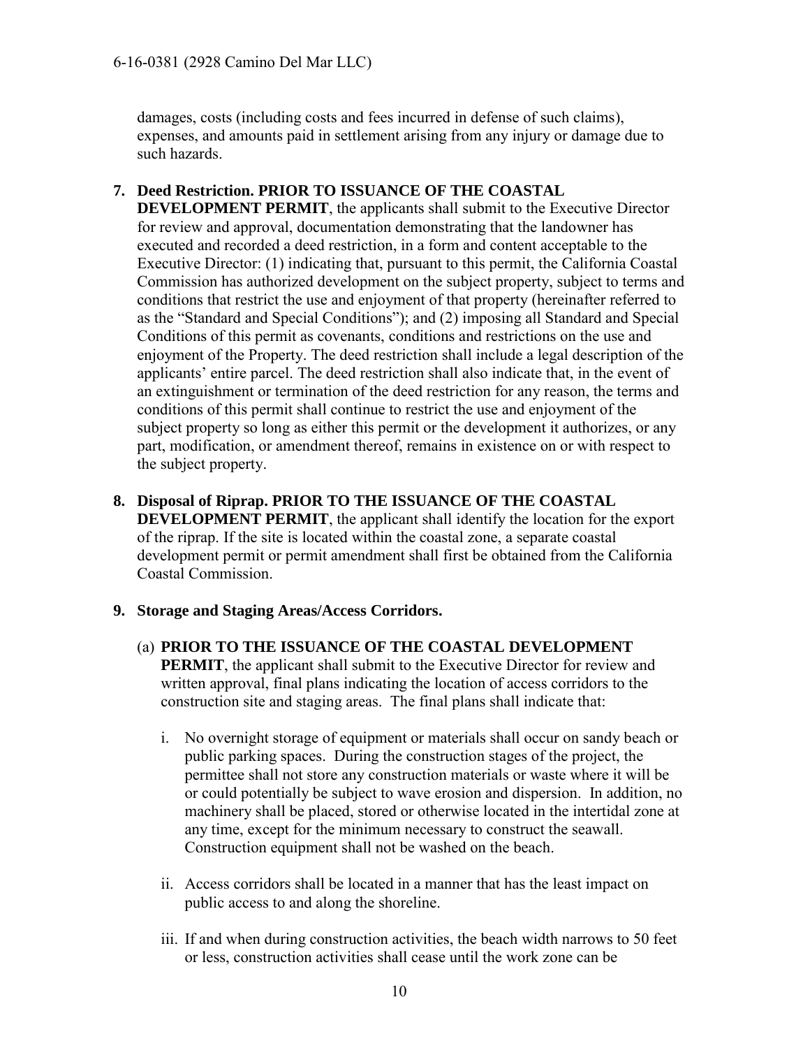damages, costs (including costs and fees incurred in defense of such claims), expenses, and amounts paid in settlement arising from any injury or damage due to such hazards.

7. **Deed Restriction. PRIOR TO ISSUANCE OF THE COASTAL DEVELOPMENT PERMIT**, the applicants shall submit to the Executive Director for review and approval, documentation demonstrating that the landowner has executed and recorded a deed restriction, in a form and content acceptable to the Executive Director: (1) indicating that, pursuant to this permit, the California Coastal Commission has authorized development on the subject property, subject to terms and conditions that restrict the use and enjoyment of that property (hereinafter referred to as the "Standard and Special Conditions"); and (2) imposing all Standard and Special Conditions of this permit as covenants, conditions and restrictions on the use and enjoyment of the Property. The deed restriction shall include a legal description of the applicants' entire parcel. The deed restriction shall also indicate that, in the event of an extinguishment or termination of the deed restriction for any reason, the terms and conditions of this permit shall continue to restrict the use and enjoyment of the subject property so long as either this permit or the development it authorizes, or any part, modification, or amendment thereof, remains in existence on or with respect to the subject property.

8. **Disposal of Riprap. PRIOR TO THE ISSUANCE OF THE COASTAL DEVELOPMENT PERMIT**, the applicant shall identify the location for the export of the riprap. If the site is located within the coastal zone, a separate coastal development permit or permit amendment shall first be obtained from the California Coastal Commission.

9. **Storage and Staging Areas/Access Corridors.**

   (a) **PRIOR TO THE ISSUANCE OF THE COASTAL DEVELOPMENT PERMIT**, the applicant shall submit to the Executive Director for review and written approval, final plans indicating the location of access corridors to the construction site and staging areas. The final plans shall indicate that:

      i. No overnight storage of equipment or materials shall occur on sandy beach or public parking spaces. During the construction stages of the project, the permittee shall not store any construction materials or waste where it will be or could potentially be subject to wave erosion and dispersion. In addition, no machinery shall be placed, stored or otherwise located in the intertidal zone at any time, except for the minimum necessary to construct the seawall. Construction equipment shall not be washed on the beach.

      ii. Access corridors shall be located in a manner that has the least impact on public access to and along the shoreline.

      iii. If and when during construction activities, the beach width narrows to 50 feet or less, construction activities shall cease until the work zone can be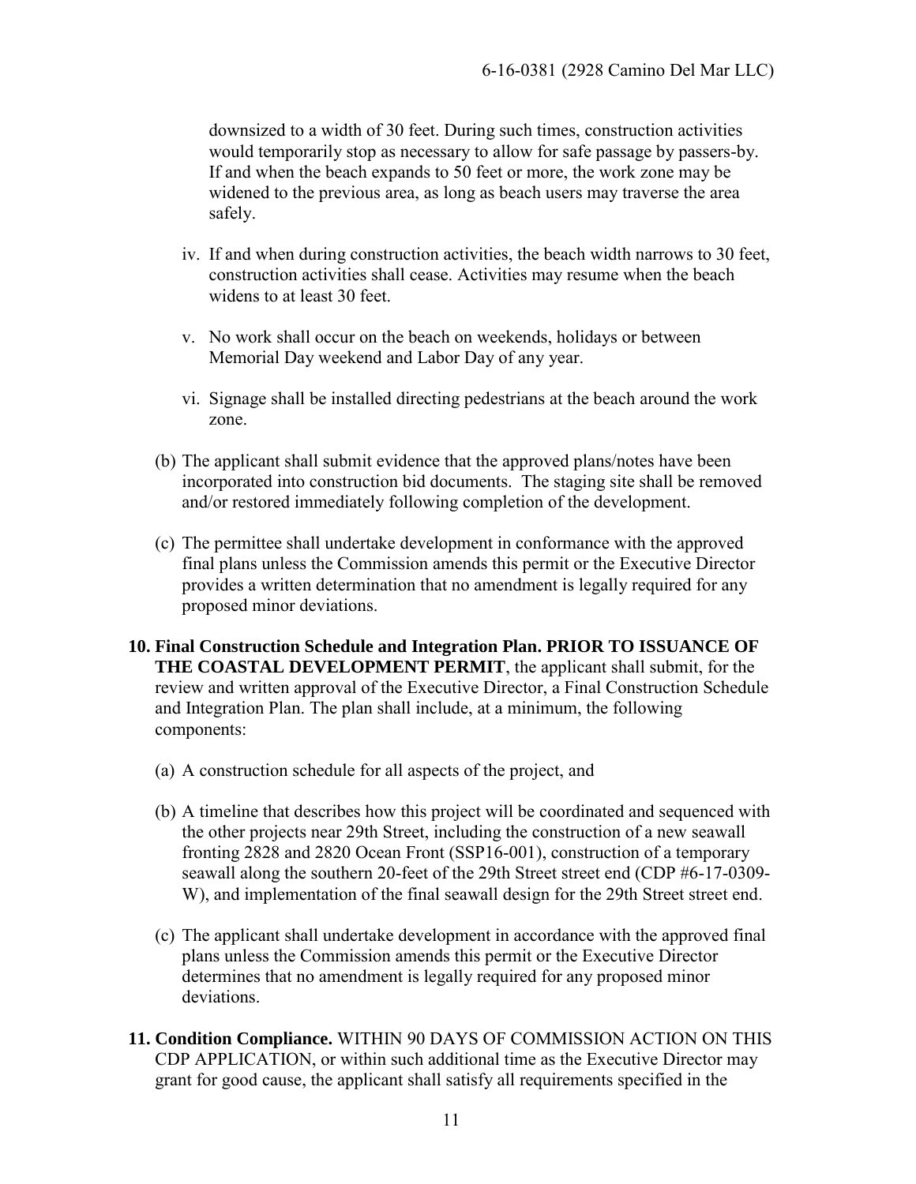downsized to a width of 30 feet. During such times, construction activities would temporarily stop as necessary to allow for safe passage by passers-by. If and when the beach expands to 50 feet or more, the work zone may be widened to the previous area, as long as beach users may traverse the area safely.

iv. If and when during construction activities, the beach width narrows to 30 feet, construction activities shall cease. Activities may resume when the beach widens to at least 30 feet.

v. No work shall occur on the beach on weekends, holidays or between Memorial Day weekend and Labor Day of any year.

vi. Signage shall be installed directing pedestrians at the beach around the work zone.

(b) The applicant shall submit evidence that the approved plans/notes have been incorporated into construction bid documents. The staging site shall be removed and/or restored immediately following completion of the development.

(c) The permittee shall undertake development in conformance with the approved final plans unless the Commission amends this permit or the Executive Director provides a written determination that no amendment is legally required for any proposed minor deviations.

**10. Final Construction Schedule and Integration Plan. PRIOR TO ISSUANCE OF THE COASTAL DEVELOPMENT PERMIT**, the applicant shall submit, for the review and written approval of the Executive Director, a Final Construction Schedule and Integration Plan. The plan shall include, at a minimum, the following components:

(a) A construction schedule for all aspects of the project, and

(b) A timeline that describes how this project will be coordinated and sequenced with the other projects near 29th Street, including the construction of a new seawall fronting 2828 and 2820 Ocean Front (SSP16-001), construction of a temporary seawall along the southern 20-feet of the 29th Street street end (CDP #6-17-0309-W), and implementation of the final seawall design for the 29th Street street end.

(c) The applicant shall undertake development in accordance with the approved final plans unless the Commission amends this permit or the Executive Director determines that no amendment is legally required for any proposed minor deviations.

**11. Condition Compliance.** WITHIN 90 DAYS OF COMMISSION ACTION ON THIS CDP APPLICATION, or within such additional time as the Executive Director may grant for good cause, the applicant shall satisfy all requirements specified in the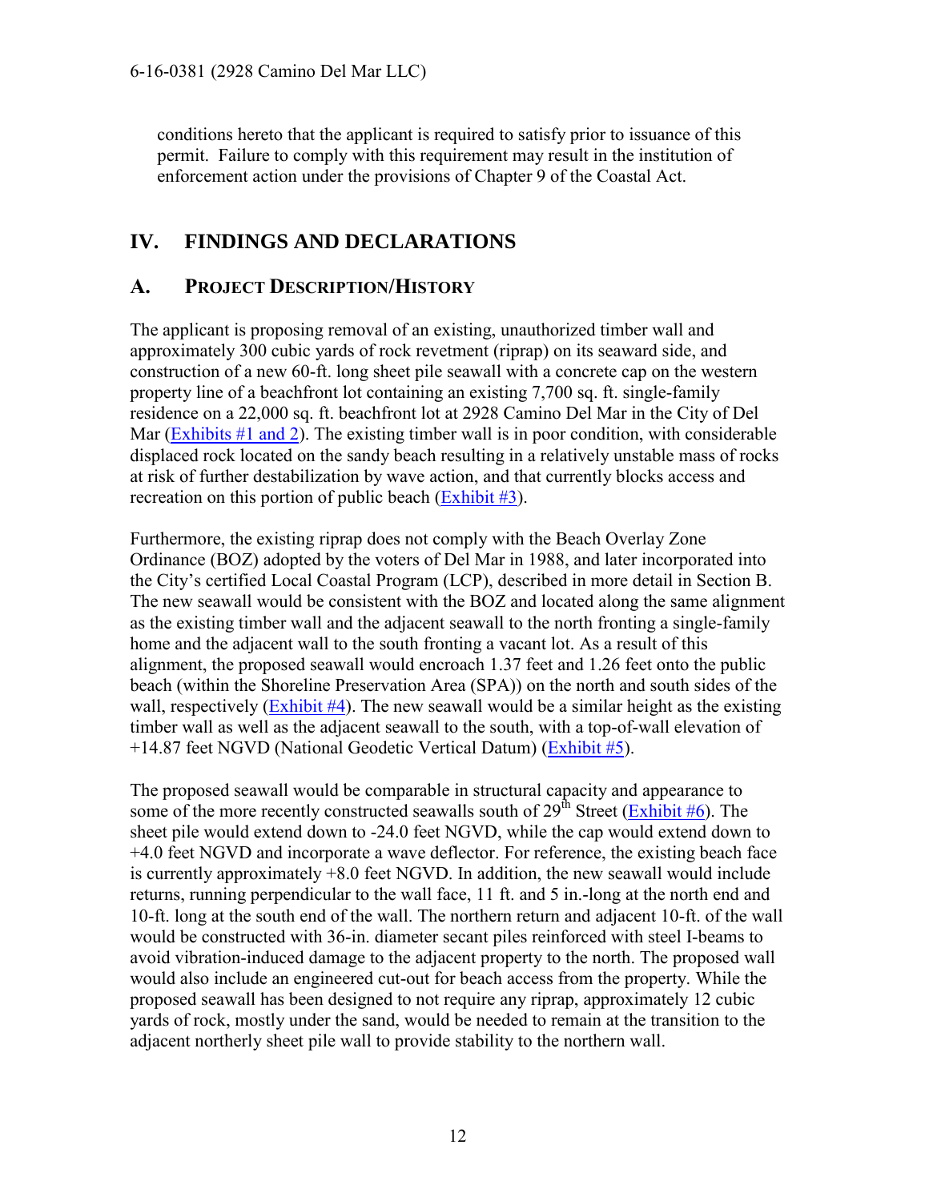conditions hereto that the applicant is required to satisfy prior to issuance of this permit. Failure to comply with this requirement may result in the institution of enforcement action under the provisions of Chapter 9 of the Coastal Act.

## IV. FINDINGS AND DECLARATIONS

### A. PROJECT DESCRIPTION/HISTORY

The applicant is proposing removal of an existing, unauthorized timber wall and approximately 300 cubic yards of rock revetment (riprap) on its seaward side, and construction of a new 60-ft. long sheet pile seawall with a concrete cap on the western property line of a beachfront lot containing an existing 7,700 sq. ft. single-family residence on a 22,000 sq. ft. beachfront lot at 2928 Camino Del Mar in the City of Del Mar (Exhibits #1 and 2). The existing timber wall is in poor condition, with considerable displaced rock located on the sandy beach resulting in a relatively unstable mass of rocks at risk of further destabilization by wave action, and that currently blocks access and recreation on this portion of public beach (Exhibit #3).

Furthermore, the existing riprap does not comply with the Beach Overlay Zone Ordinance (BOZ) adopted by the voters of Del Mar in 1988, and later incorporated into the City's certified Local Coastal Program (LCP), described in more detail in Section B. The new seawall would be consistent with the BOZ and located along the same alignment as the existing timber wall and the adjacent seawall to the north fronting a single-family home and the adjacent wall to the south fronting a vacant lot. As a result of this alignment, the proposed seawall would encroach 1.37 feet and 1.26 feet onto the public beach (within the Shoreline Preservation Area (SPA)) on the north and south sides of the wall, respectively (Exhibit #4). The new seawall would be a similar height as the existing timber wall as well as the adjacent seawall to the south, with a top-of-wall elevation of +14.87 feet NGVD (National Geodetic Vertical Datum) (Exhibit #5).

The proposed seawall would be comparable in structural capacity and appearance to some of the more recently constructed seawalls south of 29th Street (Exhibit #6). The sheet pile would extend down to -24.0 feet NGVD, while the cap would extend down to +4.0 feet NGVD and incorporate a wave deflector. For reference, the existing beach face is currently approximately +8.0 feet NGVD. In addition, the new seawall would include returns, running perpendicular to the wall face, 11 ft. and 5 in.-long at the north end and 10-ft. long at the south end of the wall. The northern return and adjacent 10-ft. of the wall would be constructed with 36-in. diameter secant piles reinforced with steel I-beams to avoid vibration-induced damage to the adjacent property to the north. The proposed wall would also include an engineered cut-out for beach access from the property. While the proposed seawall has been designed to not require any riprap, approximately 12 cubic yards of rock, mostly under the sand, would be needed to remain at the transition to the adjacent northerly sheet pile wall to provide stability to the northern wall.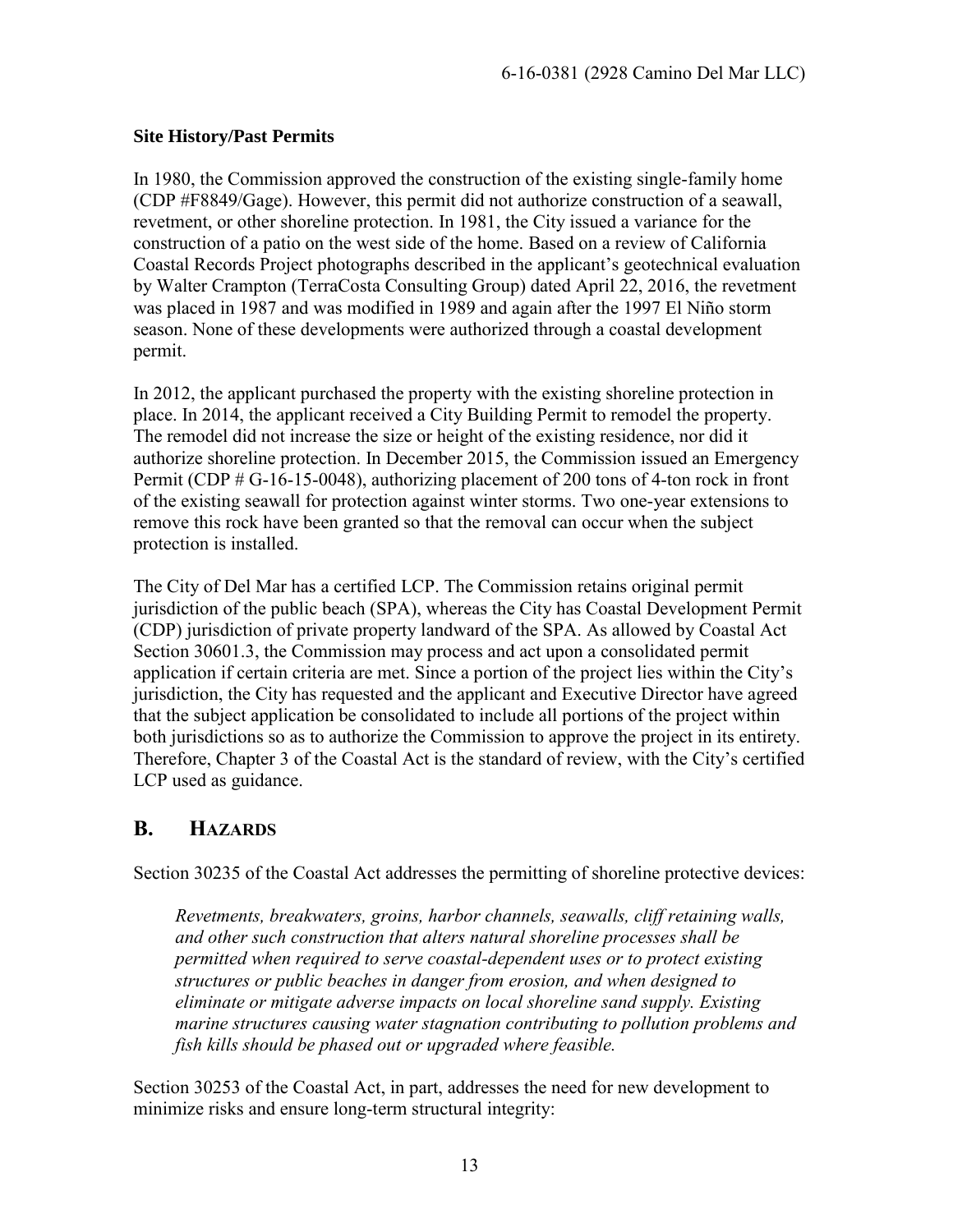**Site History/Past Permits**

In 1980, the Commission approved the construction of the existing single-family home (CDP #F8849/Gage). However, this permit did not authorize construction of a seawall, revetment, or other shoreline protection. In 1981, the City issued a variance for the construction of a patio on the west side of the home. Based on a review of California Coastal Records Project photographs described in the applicant's geotechnical evaluation by Walter Crampton (TerraCosta Consulting Group) dated April 22, 2016, the revetment was placed in 1987 and was modified in 1989 and again after the 1997 El Niño storm season. None of these developments were authorized through a coastal development permit.

In 2012, the applicant purchased the property with the existing shoreline protection in place. In 2014, the applicant received a City Building Permit to remodel the property. The remodel did not increase the size or height of the existing residence, nor did it authorize shoreline protection. In December 2015, the Commission issued an Emergency Permit (CDP # G-16-15-0048), authorizing placement of 200 tons of 4-ton rock in front of the existing seawall for protection against winter storms. Two one-year extensions to remove this rock have been granted so that the removal can occur when the subject protection is installed.

The City of Del Mar has a certified LCP. The Commission retains original permit jurisdiction of the public beach (SPA), whereas the City has Coastal Development Permit (CDP) jurisdiction of private property landward of the SPA. As allowed by Coastal Act Section 30601.3, the Commission may process and act upon a consolidated permit application if certain criteria are met. Since a portion of the project lies within the City's jurisdiction, the City has requested and the applicant and Executive Director have agreed that the subject application be consolidated to include all portions of the project within both jurisdictions so as to authorize the Commission to approve the project in its entirety. Therefore, Chapter 3 of the Coastal Act is the standard of review, with the City's certified LCP used as guidance.

## B. HAZARDS

Section 30235 of the Coastal Act addresses the permitting of shoreline protective devices:

> *Revetments, breakwaters, groins, harbor channels, seawalls, cliff retaining walls, and other such construction that alters natural shoreline processes shall be permitted when required to serve coastal-dependent uses or to protect existing structures or public beaches in danger from erosion, and when designed to eliminate or mitigate adverse impacts on local shoreline sand supply. Existing marine structures causing water stagnation contributing to pollution problems and fish kills should be phased out or upgraded where feasible.*

Section 30253 of the Coastal Act, in part, addresses the need for new development to minimize risks and ensure long-term structural integrity: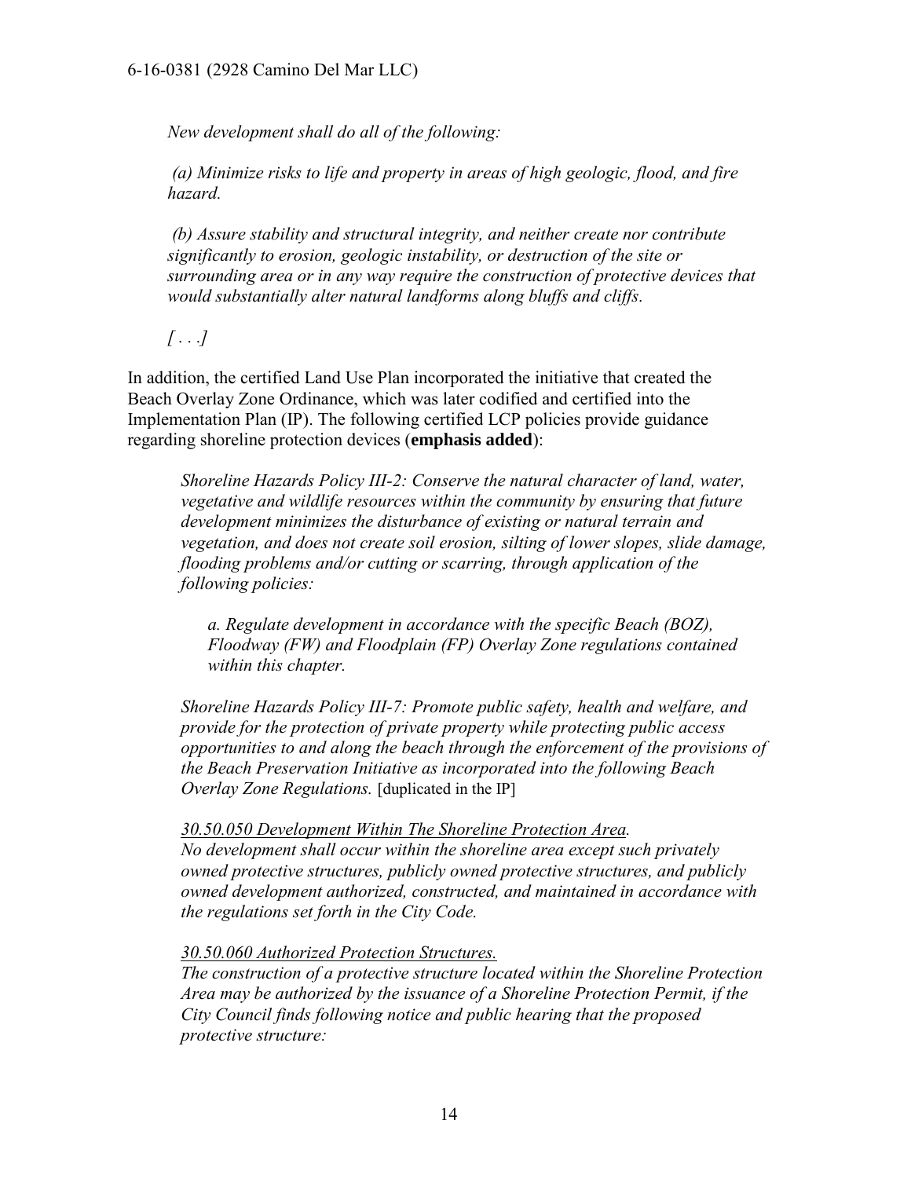*New development shall do all of the following:*

*(a) Minimize risks to life and property in areas of high geologic, flood, and fire hazard.*

*(b) Assure stability and structural integrity, and neither create nor contribute significantly to erosion, geologic instability, or destruction of the site or surrounding area or in any way require the construction of protective devices that would substantially alter natural landforms along bluffs and cliffs.*

*[ . . .]*

In addition, the certified Land Use Plan incorporated the initiative that created the Beach Overlay Zone Ordinance, which was later codified and certified into the Implementation Plan (IP). The following certified LCP policies provide guidance regarding shoreline protection devices (**emphasis added**):

> *Shoreline Hazards Policy III-2: Conserve the natural character of land, water, vegetative and wildlife resources within the community by ensuring that future development minimizes the disturbance of existing or natural terrain and vegetation, and does not create soil erosion, silting of lower slopes, slide damage, flooding problems and/or cutting or scarring, through application of the following policies:*
>
> > *a. Regulate development in accordance with the specific Beach (BOZ), Floodway (FW) and Floodplain (FP) Overlay Zone regulations contained within this chapter.*
>
> *Shoreline Hazards Policy III-7: Promote public safety, health and welfare, and provide for the protection of private property while protecting public access opportunities to and along the beach through the enforcement of the provisions of the Beach Preservation Initiative as incorporated into the following Beach Overlay Zone Regulations.* [duplicated in the IP]
>
> <u>*30.50.050 Development Within The Shoreline Protection Area.*</u>
> *No development shall occur within the shoreline area except such privately owned protective structures, publicly owned protective structures, and publicly owned development authorized, constructed, and maintained in accordance with the regulations set forth in the City Code.*
>
> <u>*30.50.060 Authorized Protection Structures.*</u>
> *The construction of a protective structure located within the Shoreline Protection Area may be authorized by the issuance of a Shoreline Protection Permit, if the City Council finds following notice and public hearing that the proposed protective structure:*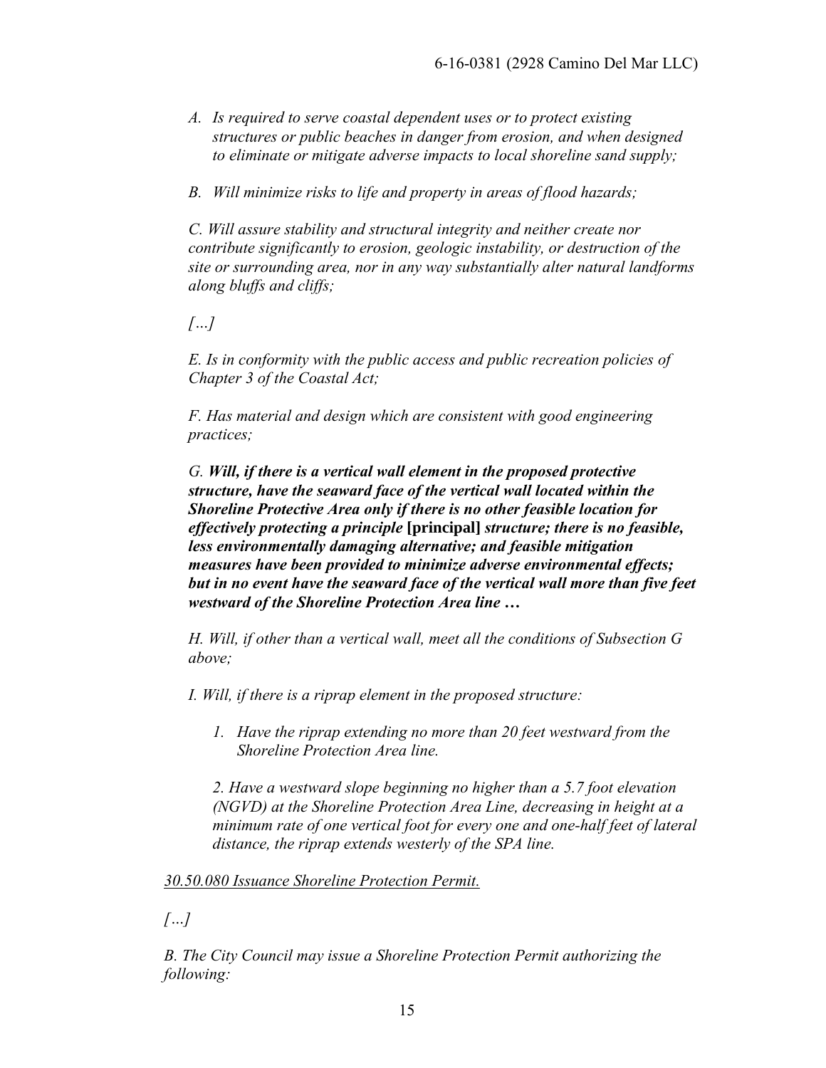*A. Is required to serve coastal dependent uses or to protect existing structures or public beaches in danger from erosion, and when designed to eliminate or mitigate adverse impacts to local shoreline sand supply;*

*B. Will minimize risks to life and property in areas of flood hazards;*

*C. Will assure stability and structural integrity and neither create nor contribute significantly to erosion, geologic instability, or destruction of the site or surrounding area, nor in any way substantially alter natural landforms along bluffs and cliffs;*

*[…]*

*E. Is in conformity with the public access and public recreation policies of Chapter 3 of the Coastal Act;*

*F. Has material and design which are consistent with good engineering practices;*

*G.* ***Will, if there is a vertical wall element in the proposed protective structure, have the seaward face of the vertical wall located within the Shoreline Protective Area only if there is no other feasible location for effectively protecting a principle*** **[principal]** ***structure; there is no feasible, less environmentally damaging alternative; and feasible mitigation measures have been provided to minimize adverse environmental effects; but in no event have the seaward face of the vertical wall more than five feet westward of the Shoreline Protection Area line …***

*H. Will, if other than a vertical wall, meet all the conditions of Subsection G above;*

*I. Will, if there is a riprap element in the proposed structure:*

*1. Have the riprap extending no more than 20 feet westward from the Shoreline Protection Area line.*

*2. Have a westward slope beginning no higher than a 5.7 foot elevation (NGVD) at the Shoreline Protection Area Line, decreasing in height at a minimum rate of one vertical foot for every one and one-half feet of lateral distance, the riprap extends westerly of the SPA line.*

*30.50.080 Issuance Shoreline Protection Permit.*

*[…]*

*B. The City Council may issue a Shoreline Protection Permit authorizing the following:*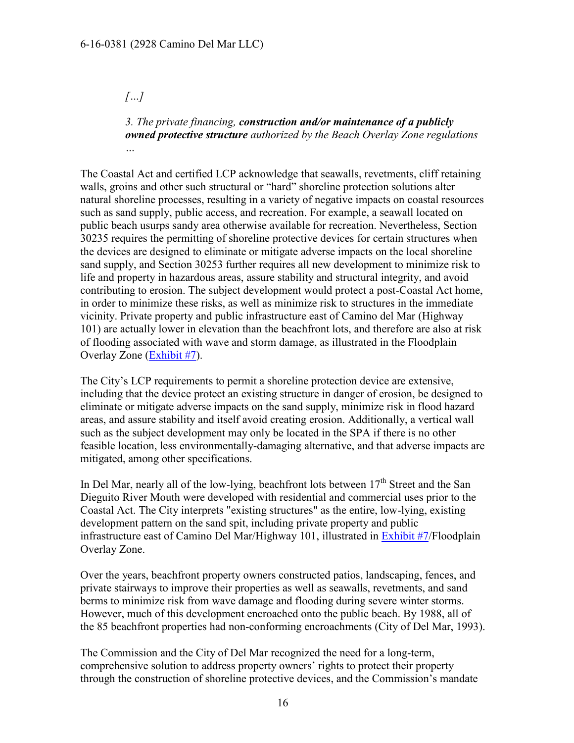*[…]*

*3. The private financing, **construction and/or maintenance of a publicly owned protective structure** authorized by the Beach Overlay Zone regulations …*

The Coastal Act and certified LCP acknowledge that seawalls, revetments, cliff retaining walls, groins and other such structural or "hard" shoreline protection solutions alter natural shoreline processes, resulting in a variety of negative impacts on coastal resources such as sand supply, public access, and recreation. For example, a seawall located on public beach usurps sandy area otherwise available for recreation. Nevertheless, Section 30235 requires the permitting of shoreline protective devices for certain structures when the devices are designed to eliminate or mitigate adverse impacts on the local shoreline sand supply, and Section 30253 further requires all new development to minimize risk to life and property in hazardous areas, assure stability and structural integrity, and avoid contributing to erosion. The subject development would protect a post-Coastal Act home, in order to minimize these risks, as well as minimize risk to structures in the immediate vicinity. Private property and public infrastructure east of Camino del Mar (Highway 101) are actually lower in elevation than the beachfront lots, and therefore are also at risk of flooding associated with wave and storm damage, as illustrated in the Floodplain Overlay Zone (Exhibit #7).

The City's LCP requirements to permit a shoreline protection device are extensive, including that the device protect an existing structure in danger of erosion, be designed to eliminate or mitigate adverse impacts on the sand supply, minimize risk in flood hazard areas, and assure stability and itself avoid creating erosion. Additionally, a vertical wall such as the subject development may only be located in the SPA if there is no other feasible location, less environmentally-damaging alternative, and that adverse impacts are mitigated, among other specifications.

In Del Mar, nearly all of the low-lying, beachfront lots between 17th Street and the San Dieguito River Mouth were developed with residential and commercial uses prior to the Coastal Act. The City interprets "existing structures" as the entire, low-lying, existing development pattern on the sand spit, including private property and public infrastructure east of Camino Del Mar/Highway 101, illustrated in Exhibit #7/Floodplain Overlay Zone.

Over the years, beachfront property owners constructed patios, landscaping, fences, and private stairways to improve their properties as well as seawalls, revetments, and sand berms to minimize risk from wave damage and flooding during severe winter storms. However, much of this development encroached onto the public beach. By 1988, all of the 85 beachfront properties had non-conforming encroachments (City of Del Mar, 1993).

The Commission and the City of Del Mar recognized the need for a long-term, comprehensive solution to address property owners' rights to protect their property through the construction of shoreline protective devices, and the Commission's mandate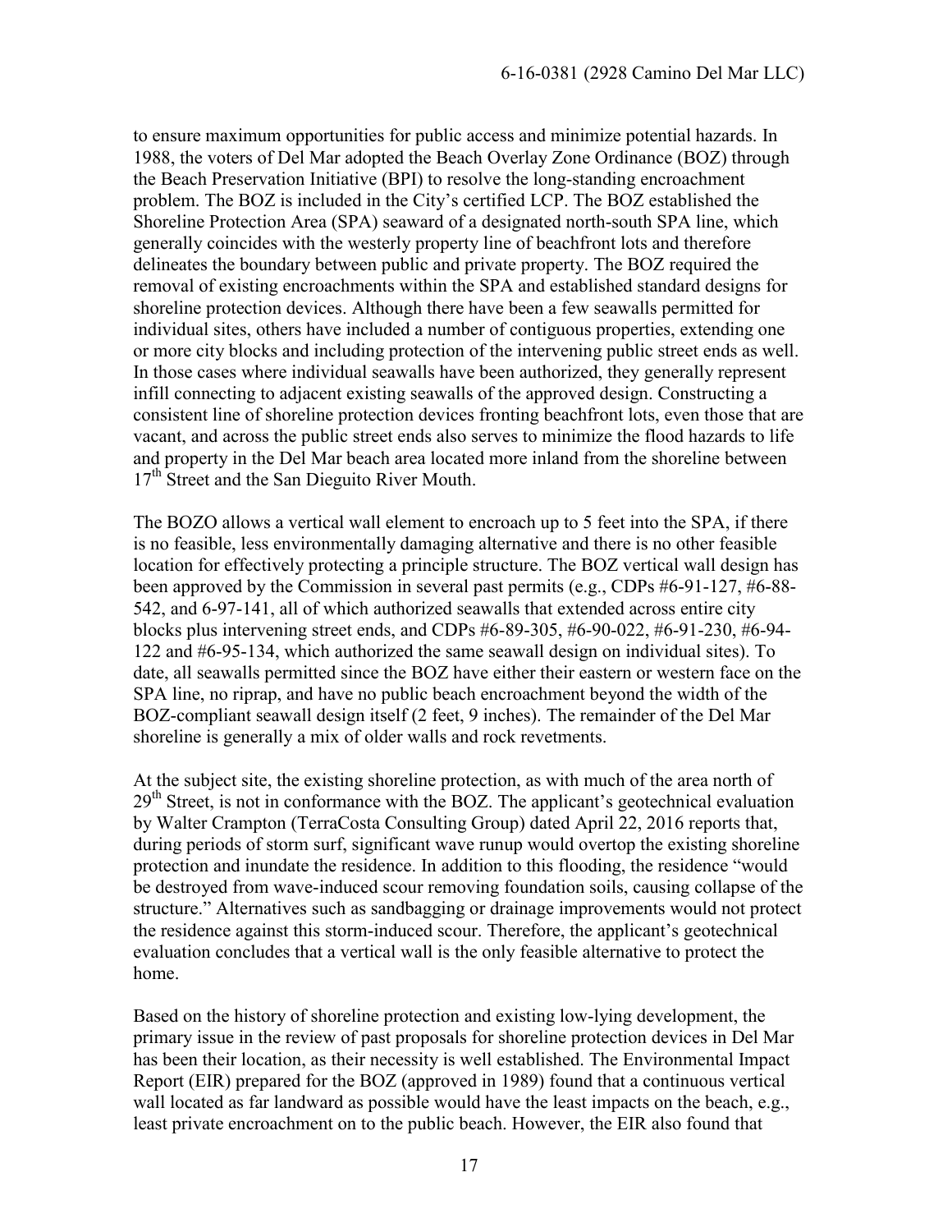to ensure maximum opportunities for public access and minimize potential hazards. In 1988, the voters of Del Mar adopted the Beach Overlay Zone Ordinance (BOZ) through the Beach Preservation Initiative (BPI) to resolve the long-standing encroachment problem. The BOZ is included in the City's certified LCP. The BOZ established the Shoreline Protection Area (SPA) seaward of a designated north-south SPA line, which generally coincides with the westerly property line of beachfront lots and therefore delineates the boundary between public and private property. The BOZ required the removal of existing encroachments within the SPA and established standard designs for shoreline protection devices. Although there have been a few seawalls permitted for individual sites, others have included a number of contiguous properties, extending one or more city blocks and including protection of the intervening public street ends as well. In those cases where individual seawalls have been authorized, they generally represent infill connecting to adjacent existing seawalls of the approved design. Constructing a consistent line of shoreline protection devices fronting beachfront lots, even those that are vacant, and across the public street ends also serves to minimize the flood hazards to life and property in the Del Mar beach area located more inland from the shoreline between 17th Street and the San Dieguito River Mouth.

The BOZO allows a vertical wall element to encroach up to 5 feet into the SPA, if there is no feasible, less environmentally damaging alternative and there is no other feasible location for effectively protecting a principle structure. The BOZ vertical wall design has been approved by the Commission in several past permits (e.g., CDPs #6-91-127, #6-88-542, and 6-97-141, all of which authorized seawalls that extended across entire city blocks plus intervening street ends, and CDPs #6-89-305, #6-90-022, #6-91-230, #6-94-122 and #6-95-134, which authorized the same seawall design on individual sites). To date, all seawalls permitted since the BOZ have either their eastern or western face on the SPA line, no riprap, and have no public beach encroachment beyond the width of the BOZ-compliant seawall design itself (2 feet, 9 inches). The remainder of the Del Mar shoreline is generally a mix of older walls and rock revetments.

At the subject site, the existing shoreline protection, as with much of the area north of 29th Street, is not in conformance with the BOZ. The applicant's geotechnical evaluation by Walter Crampton (TerraCosta Consulting Group) dated April 22, 2016 reports that, during periods of storm surf, significant wave runup would overtop the existing shoreline protection and inundate the residence. In addition to this flooding, the residence "would be destroyed from wave-induced scour removing foundation soils, causing collapse of the structure." Alternatives such as sandbagging or drainage improvements would not protect the residence against this storm-induced scour. Therefore, the applicant's geotechnical evaluation concludes that a vertical wall is the only feasible alternative to protect the home.

Based on the history of shoreline protection and existing low-lying development, the primary issue in the review of past proposals for shoreline protection devices in Del Mar has been their location, as their necessity is well established. The Environmental Impact Report (EIR) prepared for the BOZ (approved in 1989) found that a continuous vertical wall located as far landward as possible would have the least impacts on the beach, e.g., least private encroachment on to the public beach. However, the EIR also found that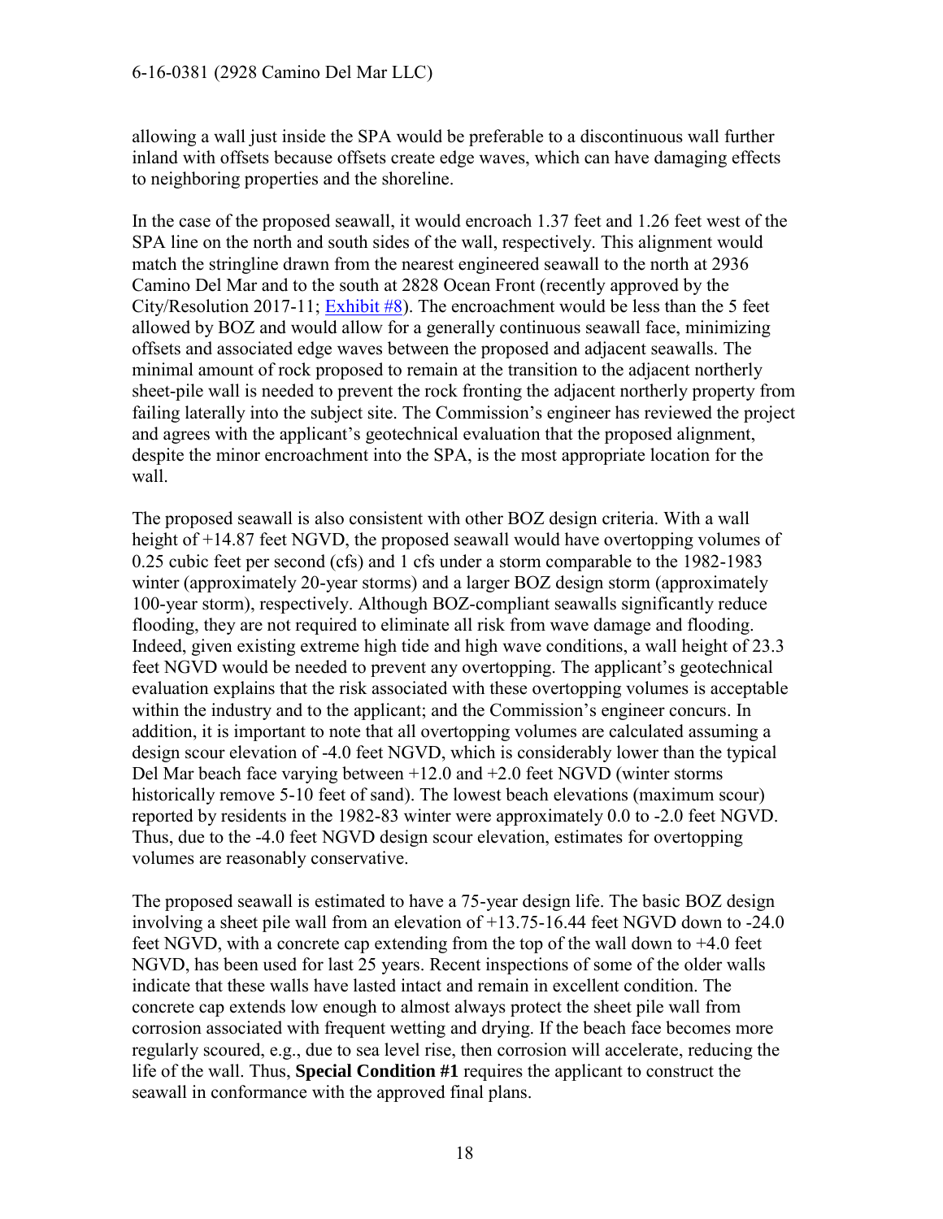allowing a wall just inside the SPA would be preferable to a discontinuous wall further inland with offsets because offsets create edge waves, which can have damaging effects to neighboring properties and the shoreline.

In the case of the proposed seawall, it would encroach 1.37 feet and 1.26 feet west of the SPA line on the north and south sides of the wall, respectively. This alignment would match the stringline drawn from the nearest engineered seawall to the north at 2936 Camino Del Mar and to the south at 2828 Ocean Front (recently approved by the City/Resolution 2017-11; Exhibit #8). The encroachment would be less than the 5 feet allowed by BOZ and would allow for a generally continuous seawall face, minimizing offsets and associated edge waves between the proposed and adjacent seawalls. The minimal amount of rock proposed to remain at the transition to the adjacent northerly sheet-pile wall is needed to prevent the rock fronting the adjacent northerly property from failing laterally into the subject site. The Commission's engineer has reviewed the project and agrees with the applicant's geotechnical evaluation that the proposed alignment, despite the minor encroachment into the SPA, is the most appropriate location for the wall.

The proposed seawall is also consistent with other BOZ design criteria. With a wall height of +14.87 feet NGVD, the proposed seawall would have overtopping volumes of 0.25 cubic feet per second (cfs) and 1 cfs under a storm comparable to the 1982-1983 winter (approximately 20-year storms) and a larger BOZ design storm (approximately 100-year storm), respectively. Although BOZ-compliant seawalls significantly reduce flooding, they are not required to eliminate all risk from wave damage and flooding. Indeed, given existing extreme high tide and high wave conditions, a wall height of 23.3 feet NGVD would be needed to prevent any overtopping. The applicant's geotechnical evaluation explains that the risk associated with these overtopping volumes is acceptable within the industry and to the applicant; and the Commission's engineer concurs. In addition, it is important to note that all overtopping volumes are calculated assuming a design scour elevation of -4.0 feet NGVD, which is considerably lower than the typical Del Mar beach face varying between +12.0 and +2.0 feet NGVD (winter storms historically remove 5-10 feet of sand). The lowest beach elevations (maximum scour) reported by residents in the 1982-83 winter were approximately 0.0 to -2.0 feet NGVD. Thus, due to the -4.0 feet NGVD design scour elevation, estimates for overtopping volumes are reasonably conservative.

The proposed seawall is estimated to have a 75-year design life. The basic BOZ design involving a sheet pile wall from an elevation of +13.75-16.44 feet NGVD down to -24.0 feet NGVD, with a concrete cap extending from the top of the wall down to +4.0 feet NGVD, has been used for last 25 years. Recent inspections of some of the older walls indicate that these walls have lasted intact and remain in excellent condition. The concrete cap extends low enough to almost always protect the sheet pile wall from corrosion associated with frequent wetting and drying. If the beach face becomes more regularly scoured, e.g., due to sea level rise, then corrosion will accelerate, reducing the life of the wall. Thus, **Special Condition #1** requires the applicant to construct the seawall in conformance with the approved final plans.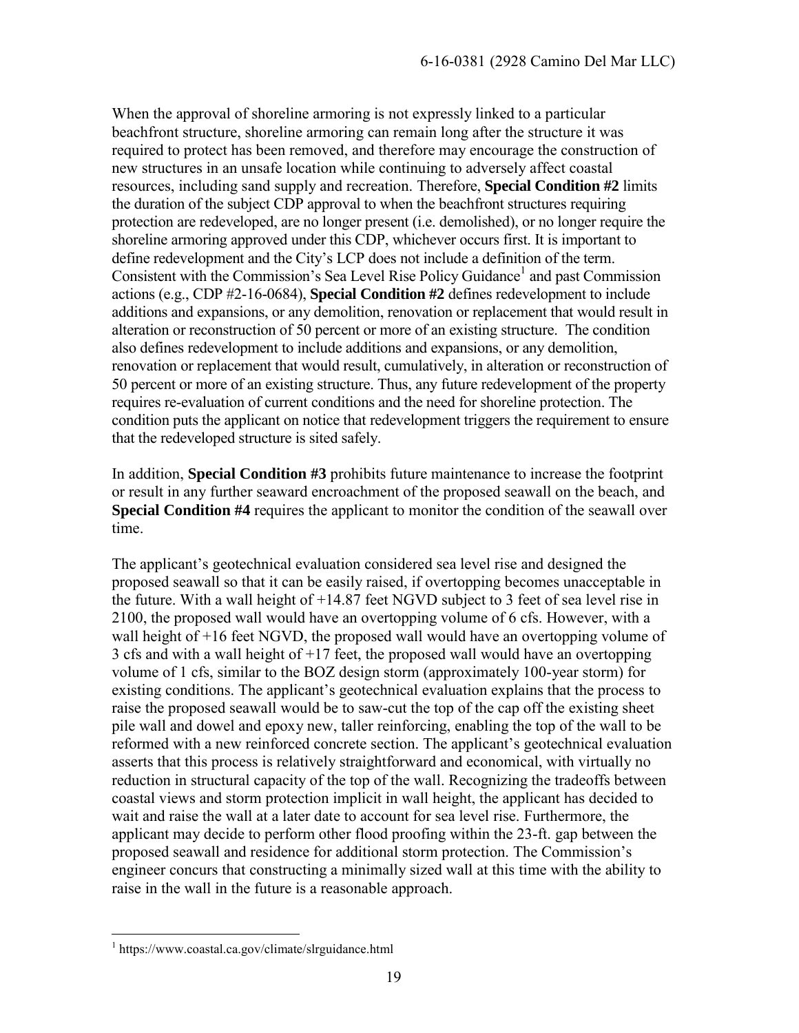When the approval of shoreline armoring is not expressly linked to a particular beachfront structure, shoreline armoring can remain long after the structure it was required to protect has been removed, and therefore may encourage the construction of new structures in an unsafe location while continuing to adversely affect coastal resources, including sand supply and recreation. Therefore, **Special Condition #2** limits the duration of the subject CDP approval to when the beachfront structures requiring protection are redeveloped, are no longer present (i.e. demolished), or no longer require the shoreline armoring approved under this CDP, whichever occurs first. It is important to define redevelopment and the City's LCP does not include a definition of the term. Consistent with the Commission's Sea Level Rise Policy Guidance[1] and past Commission actions (e.g., CDP #2-16-0684), **Special Condition #2** defines redevelopment to include additions and expansions, or any demolition, renovation or replacement that would result in alteration or reconstruction of 50 percent or more of an existing structure. The condition also defines redevelopment to include additions and expansions, or any demolition, renovation or replacement that would result, cumulatively, in alteration or reconstruction of 50 percent or more of an existing structure. Thus, any future redevelopment of the property requires re-evaluation of current conditions and the need for shoreline protection. The condition puts the applicant on notice that redevelopment triggers the requirement to ensure that the redeveloped structure is sited safely.

In addition, **Special Condition #3** prohibits future maintenance to increase the footprint or result in any further seaward encroachment of the proposed seawall on the beach, and **Special Condition #4** requires the applicant to monitor the condition of the seawall over time.

The applicant's geotechnical evaluation considered sea level rise and designed the proposed seawall so that it can be easily raised, if overtopping becomes unacceptable in the future. With a wall height of +14.87 feet NGVD subject to 3 feet of sea level rise in 2100, the proposed wall would have an overtopping volume of 6 cfs. However, with a wall height of +16 feet NGVD, the proposed wall would have an overtopping volume of 3 cfs and with a wall height of +17 feet, the proposed wall would have an overtopping volume of 1 cfs, similar to the BOZ design storm (approximately 100-year storm) for existing conditions. The applicant's geotechnical evaluation explains that the process to raise the proposed seawall would be to saw-cut the top of the cap off the existing sheet pile wall and dowel and epoxy new, taller reinforcing, enabling the top of the wall to be reformed with a new reinforced concrete section. The applicant's geotechnical evaluation asserts that this process is relatively straightforward and economical, with virtually no reduction in structural capacity of the top of the wall. Recognizing the tradeoffs between coastal views and storm protection implicit in wall height, the applicant has decided to wait and raise the wall at a later date to account for sea level rise. Furthermore, the applicant may decide to perform other flood proofing within the 23-ft. gap between the proposed seawall and residence for additional storm protection. The Commission's engineer concurs that constructing a minimally sized wall at this time with the ability to raise in the wall in the future is a reasonable approach.

---

[1] https://www.coastal.ca.gov/climate/slrguidance.html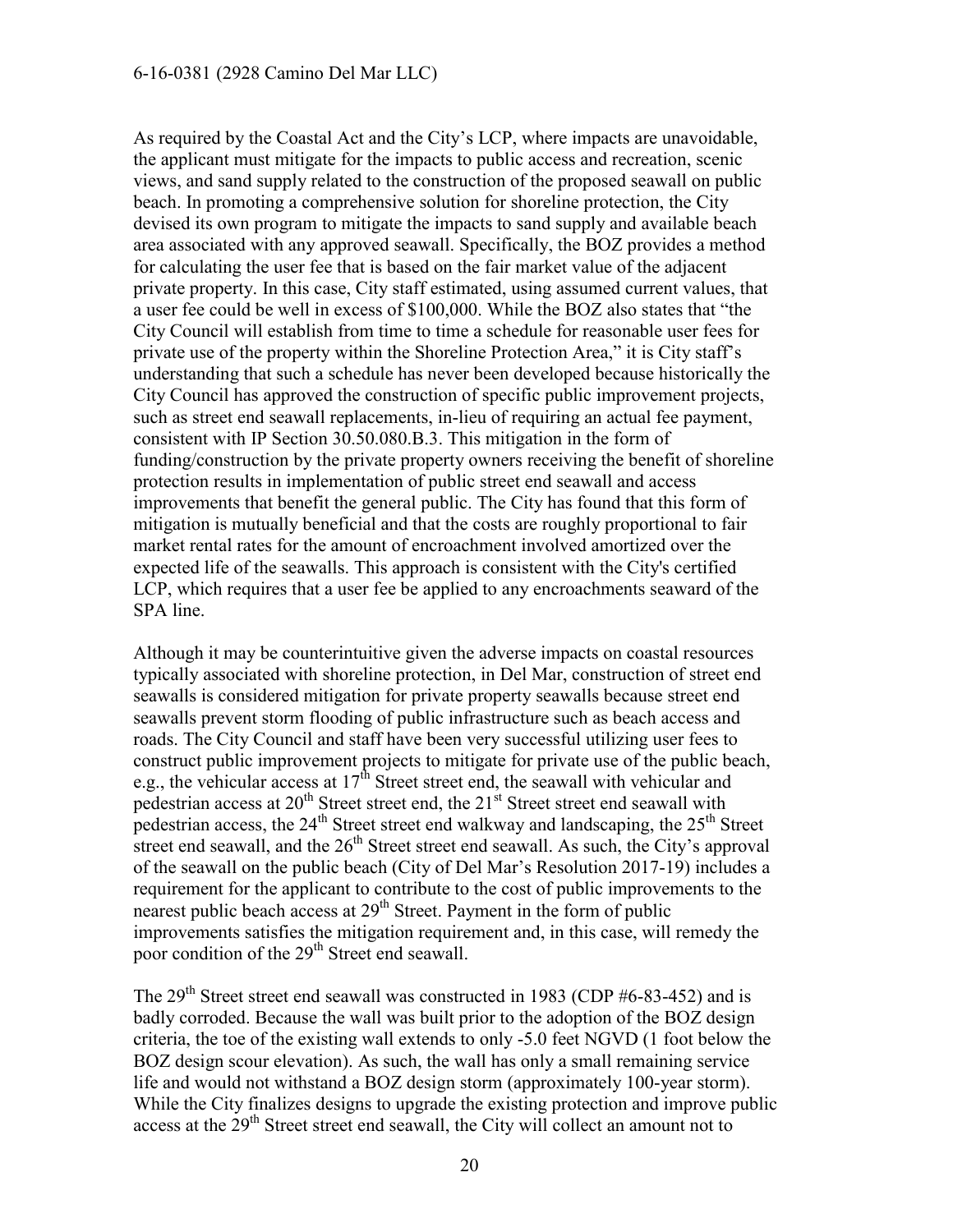As required by the Coastal Act and the City's LCP, where impacts are unavoidable, the applicant must mitigate for the impacts to public access and recreation, scenic views, and sand supply related to the construction of the proposed seawall on public beach. In promoting a comprehensive solution for shoreline protection, the City devised its own program to mitigate the impacts to sand supply and available beach area associated with any approved seawall. Specifically, the BOZ provides a method for calculating the user fee that is based on the fair market value of the adjacent private property. In this case, City staff estimated, using assumed current values, that a user fee could be well in excess of $100,000. While the BOZ also states that "the City Council will establish from time to time a schedule for reasonable user fees for private use of the property within the Shoreline Protection Area," it is City staff's understanding that such a schedule has never been developed because historically the City Council has approved the construction of specific public improvement projects, such as street end seawall replacements, in-lieu of requiring an actual fee payment, consistent with IP Section 30.50.080.B.3. This mitigation in the form of funding/construction by the private property owners receiving the benefit of shoreline protection results in implementation of public street end seawall and access improvements that benefit the general public. The City has found that this form of mitigation is mutually beneficial and that the costs are roughly proportional to fair market rental rates for the amount of encroachment involved amortized over the expected life of the seawalls. This approach is consistent with the City's certified LCP, which requires that a user fee be applied to any encroachments seaward of the SPA line.

Although it may be counterintuitive given the adverse impacts on coastal resources typically associated with shoreline protection, in Del Mar, construction of street end seawalls is considered mitigation for private property seawalls because street end seawalls prevent storm flooding of public infrastructure such as beach access and roads. The City Council and staff have been very successful utilizing user fees to construct public improvement projects to mitigate for private use of the public beach, e.g., the vehicular access at 17th Street street end, the seawall with vehicular and pedestrian access at 20th Street street end, the 21st Street street end seawall with pedestrian access, the 24th Street street end walkway and landscaping, the 25th Street street end seawall, and the 26th Street street end seawall. As such, the City's approval of the seawall on the public beach (City of Del Mar's Resolution 2017-19) includes a requirement for the applicant to contribute to the cost of public improvements to the nearest public beach access at 29th Street. Payment in the form of public improvements satisfies the mitigation requirement and, in this case, will remedy the poor condition of the 29th Street end seawall.

The 29th Street street end seawall was constructed in 1983 (CDP #6-83-452) and is badly corroded. Because the wall was built prior to the adoption of the BOZ design criteria, the toe of the existing wall extends to only -5.0 feet NGVD (1 foot below the BOZ design scour elevation). As such, the wall has only a small remaining service life and would not withstand a BOZ design storm (approximately 100-year storm). While the City finalizes designs to upgrade the existing protection and improve public access at the 29th Street street end seawall, the City will collect an amount not to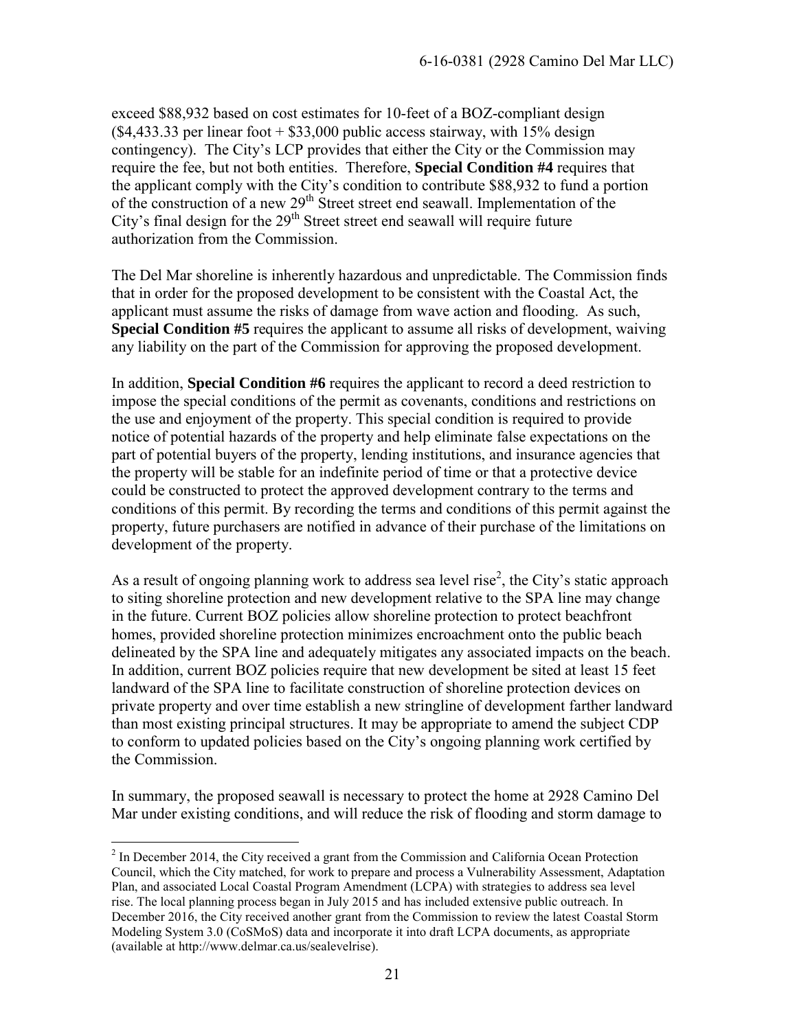exceed \$88,932 based on cost estimates for 10-feet of a BOZ-compliant design (\$4,433.33 per linear foot + \$33,000 public access stairway, with 15% design contingency). The City's LCP provides that either the City or the Commission may require the fee, but not both entities. Therefore, **Special Condition #4** requires that the applicant comply with the City's condition to contribute \$88,932 to fund a portion of the construction of a new 29th Street street end seawall. Implementation of the City's final design for the 29th Street street end seawall will require future authorization from the Commission.

The Del Mar shoreline is inherently hazardous and unpredictable. The Commission finds that in order for the proposed development to be consistent with the Coastal Act, the applicant must assume the risks of damage from wave action and flooding. As such, **Special Condition #5** requires the applicant to assume all risks of development, waiving any liability on the part of the Commission for approving the proposed development.

In addition, **Special Condition #6** requires the applicant to record a deed restriction to impose the special conditions of the permit as covenants, conditions and restrictions on the use and enjoyment of the property. This special condition is required to provide notice of potential hazards of the property and help eliminate false expectations on the part of potential buyers of the property, lending institutions, and insurance agencies that the property will be stable for an indefinite period of time or that a protective device could be constructed to protect the approved development contrary to the terms and conditions of this permit. By recording the terms and conditions of this permit against the property, future purchasers are notified in advance of their purchase of the limitations on development of the property.

As a result of ongoing planning work to address sea level rise[2], the City's static approach to siting shoreline protection and new development relative to the SPA line may change in the future. Current BOZ policies allow shoreline protection to protect beachfront homes, provided shoreline protection minimizes encroachment onto the public beach delineated by the SPA line and adequately mitigates any associated impacts on the beach. In addition, current BOZ policies require that new development be sited at least 15 feet landward of the SPA line to facilitate construction of shoreline protection devices on private property and over time establish a new stringline of development farther landward than most existing principal structures. It may be appropriate to amend the subject CDP to conform to updated policies based on the City's ongoing planning work certified by the Commission.

In summary, the proposed seawall is necessary to protect the home at 2928 Camino Del Mar under existing conditions, and will reduce the risk of flooding and storm damage to

---

[2] In December 2014, the City received a grant from the Commission and California Ocean Protection Council, which the City matched, for work to prepare and process a Vulnerability Assessment, Adaptation Plan, and associated Local Coastal Program Amendment (LCPA) with strategies to address sea level rise. The local planning process began in July 2015 and has included extensive public outreach. In December 2016, the City received another grant from the Commission to review the latest Coastal Storm Modeling System 3.0 (CoSMoS) data and incorporate it into draft LCPA documents, as appropriate (available at http://www.delmar.ca.us/sealevelrise).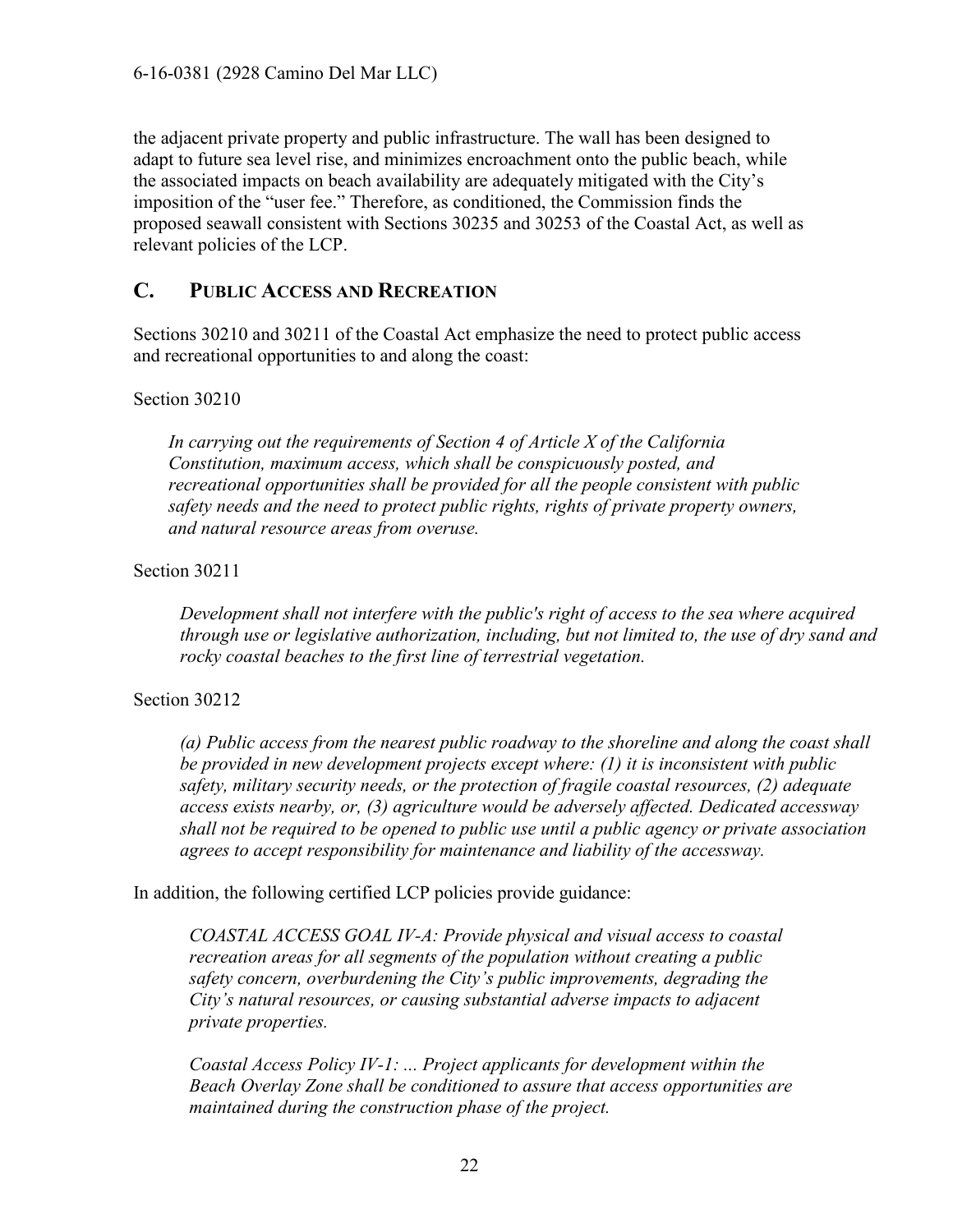the adjacent private property and public infrastructure. The wall has been designed to adapt to future sea level rise, and minimizes encroachment onto the public beach, while the associated impacts on beach availability are adequately mitigated with the City's imposition of the "user fee." Therefore, as conditioned, the Commission finds the proposed seawall consistent with Sections 30235 and 30253 of the Coastal Act, as well as relevant policies of the LCP.

## C. PUBLIC ACCESS AND RECREATION

Sections 30210 and 30211 of the Coastal Act emphasize the need to protect public access and recreational opportunities to and along the coast:

Section 30210

> *In carrying out the requirements of Section 4 of Article X of the California Constitution, maximum access, which shall be conspicuously posted, and recreational opportunities shall be provided for all the people consistent with public safety needs and the need to protect public rights, rights of private property owners, and natural resource areas from overuse.*

Section 30211

> *Development shall not interfere with the public's right of access to the sea where acquired through use or legislative authorization, including, but not limited to, the use of dry sand and rocky coastal beaches to the first line of terrestrial vegetation.*

Section 30212

> *(a) Public access from the nearest public roadway to the shoreline and along the coast shall be provided in new development projects except where: (1) it is inconsistent with public safety, military security needs, or the protection of fragile coastal resources, (2) adequate access exists nearby, or, (3) agriculture would be adversely affected. Dedicated accessway shall not be required to be opened to public use until a public agency or private association agrees to accept responsibility for maintenance and liability of the accessway.*

In addition, the following certified LCP policies provide guidance:

> *COASTAL ACCESS GOAL IV-A: Provide physical and visual access to coastal recreation areas for all segments of the population without creating a public safety concern, overburdening the City's public improvements, degrading the City's natural resources, or causing substantial adverse impacts to adjacent private properties.*

> *Coastal Access Policy IV-1: ... Project applicants for development within the Beach Overlay Zone shall be conditioned to assure that access opportunities are maintained during the construction phase of the project.*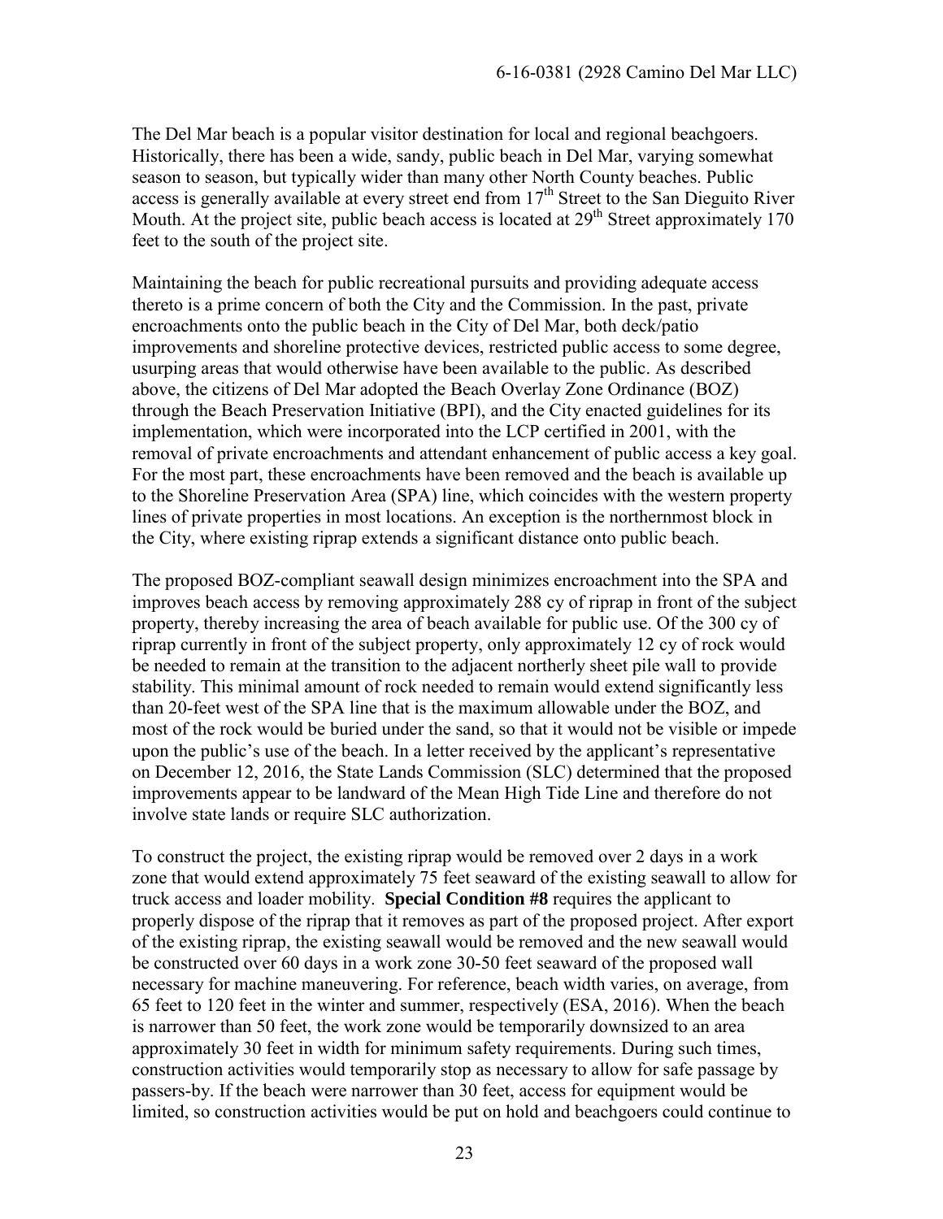The Del Mar beach is a popular visitor destination for local and regional beachgoers. Historically, there has been a wide, sandy, public beach in Del Mar, varying somewhat season to season, but typically wider than many other North County beaches. Public access is generally available at every street end from 17th Street to the San Dieguito River Mouth. At the project site, public beach access is located at 29th Street approximately 170 feet to the south of the project site.

Maintaining the beach for public recreational pursuits and providing adequate access thereto is a prime concern of both the City and the Commission. In the past, private encroachments onto the public beach in the City of Del Mar, both deck/patio improvements and shoreline protective devices, restricted public access to some degree, usurping areas that would otherwise have been available to the public. As described above, the citizens of Del Mar adopted the Beach Overlay Zone Ordinance (BOZ) through the Beach Preservation Initiative (BPI), and the City enacted guidelines for its implementation, which were incorporated into the LCP certified in 2001, with the removal of private encroachments and attendant enhancement of public access a key goal. For the most part, these encroachments have been removed and the beach is available up to the Shoreline Preservation Area (SPA) line, which coincides with the western property lines of private properties in most locations. An exception is the northernmost block in the City, where existing riprap extends a significant distance onto public beach.

The proposed BOZ-compliant seawall design minimizes encroachment into the SPA and improves beach access by removing approximately 288 cy of riprap in front of the subject property, thereby increasing the area of beach available for public use. Of the 300 cy of riprap currently in front of the subject property, only approximately 12 cy of rock would be needed to remain at the transition to the adjacent northerly sheet pile wall to provide stability. This minimal amount of rock needed to remain would extend significantly less than 20-feet west of the SPA line that is the maximum allowable under the BOZ, and most of the rock would be buried under the sand, so that it would not be visible or impede upon the public's use of the beach. In a letter received by the applicant's representative on December 12, 2016, the State Lands Commission (SLC) determined that the proposed improvements appear to be landward of the Mean High Tide Line and therefore do not involve state lands or require SLC authorization.

To construct the project, the existing riprap would be removed over 2 days in a work zone that would extend approximately 75 feet seaward of the existing seawall to allow for truck access and loader mobility. **Special Condition #8** requires the applicant to properly dispose of the riprap that it removes as part of the proposed project. After export of the existing riprap, the existing seawall would be removed and the new seawall would be constructed over 60 days in a work zone 30-50 feet seaward of the proposed wall necessary for machine maneuvering. For reference, beach width varies, on average, from 65 feet to 120 feet in the winter and summer, respectively (ESA, 2016). When the beach is narrower than 50 feet, the work zone would be temporarily downsized to an area approximately 30 feet in width for minimum safety requirements. During such times, construction activities would temporarily stop as necessary to allow for safe passage by passers-by. If the beach were narrower than 30 feet, access for equipment would be limited, so construction activities would be put on hold and beachgoers could continue to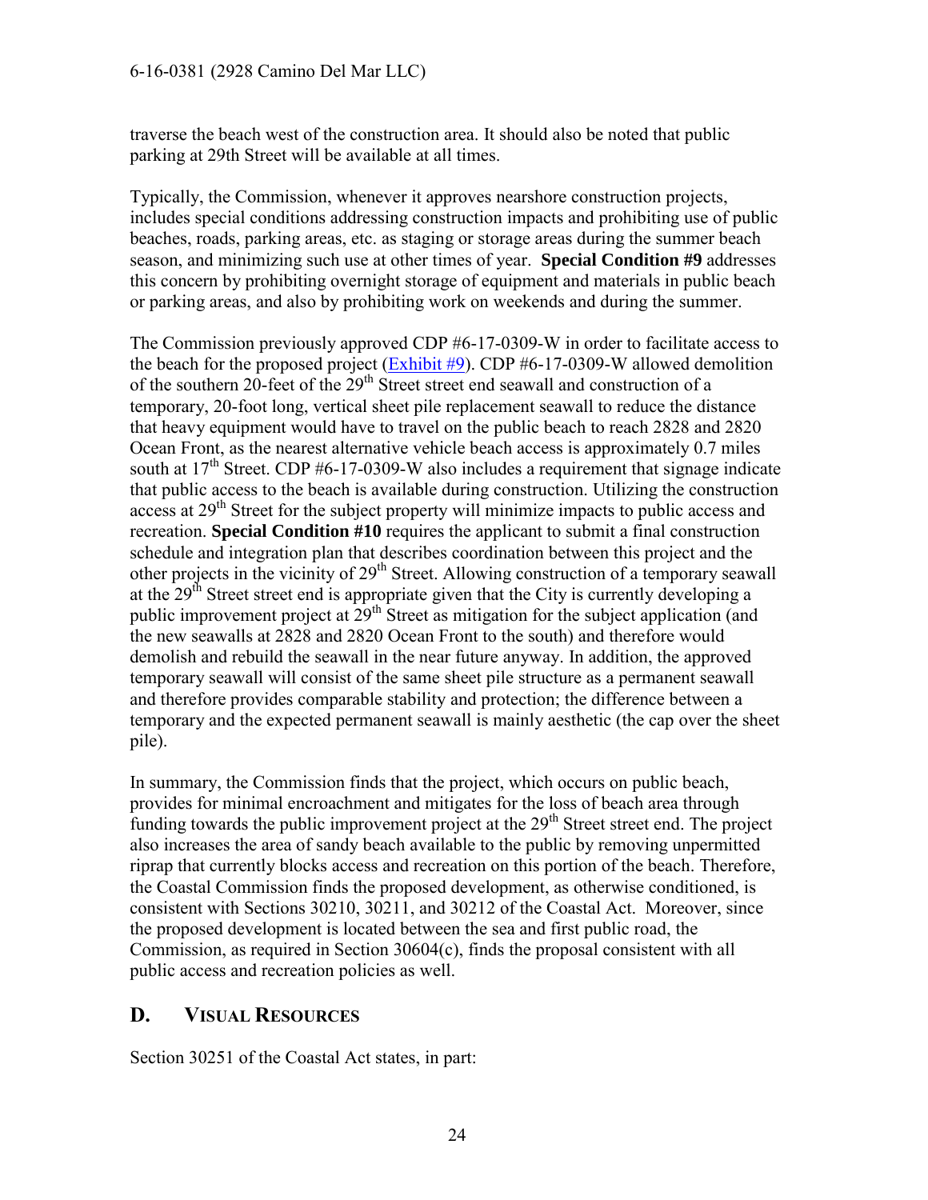traverse the beach west of the construction area. It should also be noted that public parking at 29th Street will be available at all times.

Typically, the Commission, whenever it approves nearshore construction projects, includes special conditions addressing construction impacts and prohibiting use of public beaches, roads, parking areas, etc. as staging or storage areas during the summer beach season, and minimizing such use at other times of year. **Special Condition #9** addresses this concern by prohibiting overnight storage of equipment and materials in public beach or parking areas, and also by prohibiting work on weekends and during the summer.

The Commission previously approved CDP #6-17-0309-W in order to facilitate access to the beach for the proposed project (Exhibit #9). CDP #6-17-0309-W allowed demolition of the southern 20-feet of the 29th Street street end seawall and construction of a temporary, 20-foot long, vertical sheet pile replacement seawall to reduce the distance that heavy equipment would have to travel on the public beach to reach 2828 and 2820 Ocean Front, as the nearest alternative vehicle beach access is approximately 0.7 miles south at 17th Street. CDP #6-17-0309-W also includes a requirement that signage indicate that public access to the beach is available during construction. Utilizing the construction access at 29th Street for the subject property will minimize impacts to public access and recreation. **Special Condition #10** requires the applicant to submit a final construction schedule and integration plan that describes coordination between this project and the other projects in the vicinity of 29th Street. Allowing construction of a temporary seawall at the 29th Street street end is appropriate given that the City is currently developing a public improvement project at 29th Street as mitigation for the subject application (and the new seawalls at 2828 and 2820 Ocean Front to the south) and therefore would demolish and rebuild the seawall in the near future anyway. In addition, the approved temporary seawall will consist of the same sheet pile structure as a permanent seawall and therefore provides comparable stability and protection; the difference between a temporary and the expected permanent seawall is mainly aesthetic (the cap over the sheet pile).

In summary, the Commission finds that the project, which occurs on public beach, provides for minimal encroachment and mitigates for the loss of beach area through funding towards the public improvement project at the 29th Street street end. The project also increases the area of sandy beach available to the public by removing unpermitted riprap that currently blocks access and recreation on this portion of the beach. Therefore, the Coastal Commission finds the proposed development, as otherwise conditioned, is consistent with Sections 30210, 30211, and 30212 of the Coastal Act. Moreover, since the proposed development is located between the sea and first public road, the Commission, as required in Section 30604(c), finds the proposal consistent with all public access and recreation policies as well.

## D. VISUAL RESOURCES

Section 30251 of the Coastal Act states, in part: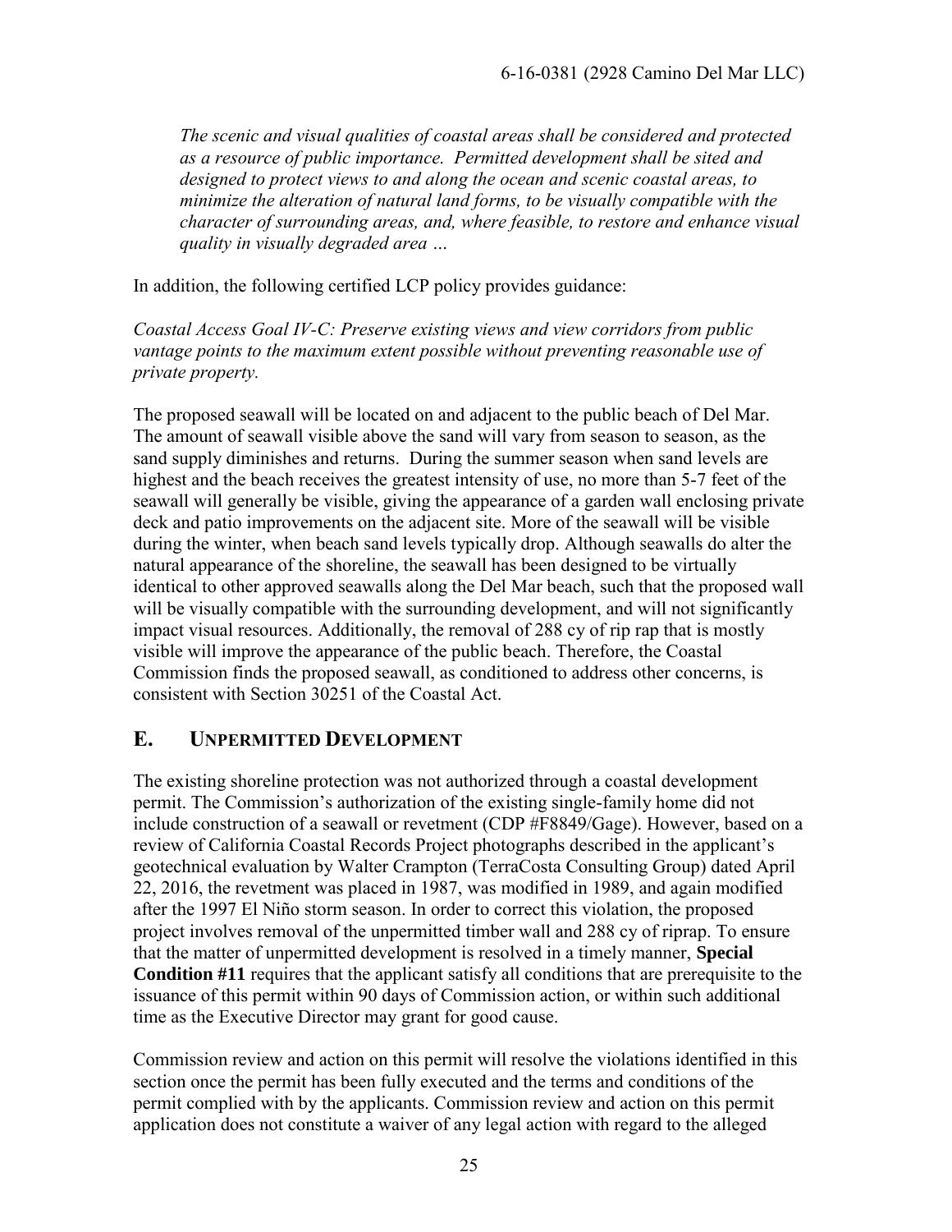*The scenic and visual qualities of coastal areas shall be considered and protected as a resource of public importance. Permitted development shall be sited and designed to protect views to and along the ocean and scenic coastal areas, to minimize the alteration of natural land forms, to be visually compatible with the character of surrounding areas, and, where feasible, to restore and enhance visual quality in visually degraded area …*

In addition, the following certified LCP policy provides guidance:

*Coastal Access Goal IV-C: Preserve existing views and view corridors from public vantage points to the maximum extent possible without preventing reasonable use of private property.*

The proposed seawall will be located on and adjacent to the public beach of Del Mar. The amount of seawall visible above the sand will vary from season to season, as the sand supply diminishes and returns. During the summer season when sand levels are highest and the beach receives the greatest intensity of use, no more than 5-7 feet of the seawall will generally be visible, giving the appearance of a garden wall enclosing private deck and patio improvements on the adjacent site. More of the seawall will be visible during the winter, when beach sand levels typically drop. Although seawalls do alter the natural appearance of the shoreline, the seawall has been designed to be virtually identical to other approved seawalls along the Del Mar beach, such that the proposed wall will be visually compatible with the surrounding development, and will not significantly impact visual resources. Additionally, the removal of 288 cy of rip rap that is mostly visible will improve the appearance of the public beach. Therefore, the Coastal Commission finds the proposed seawall, as conditioned to address other concerns, is consistent with Section 30251 of the Coastal Act.

## E. Unpermitted Development

The existing shoreline protection was not authorized through a coastal development permit. The Commission's authorization of the existing single-family home did not include construction of a seawall or revetment (CDP #F8849/Gage). However, based on a review of California Coastal Records Project photographs described in the applicant's geotechnical evaluation by Walter Crampton (TerraCosta Consulting Group) dated April 22, 2016, the revetment was placed in 1987, was modified in 1989, and again modified after the 1997 El Niño storm season. In order to correct this violation, the proposed project involves removal of the unpermitted timber wall and 288 cy of riprap. To ensure that the matter of unpermitted development is resolved in a timely manner, **Special Condition #11** requires that the applicant satisfy all conditions that are prerequisite to the issuance of this permit within 90 days of Commission action, or within such additional time as the Executive Director may grant for good cause.

Commission review and action on this permit will resolve the violations identified in this section once the permit has been fully executed and the terms and conditions of the permit complied with by the applicants. Commission review and action on this permit application does not constitute a waiver of any legal action with regard to the alleged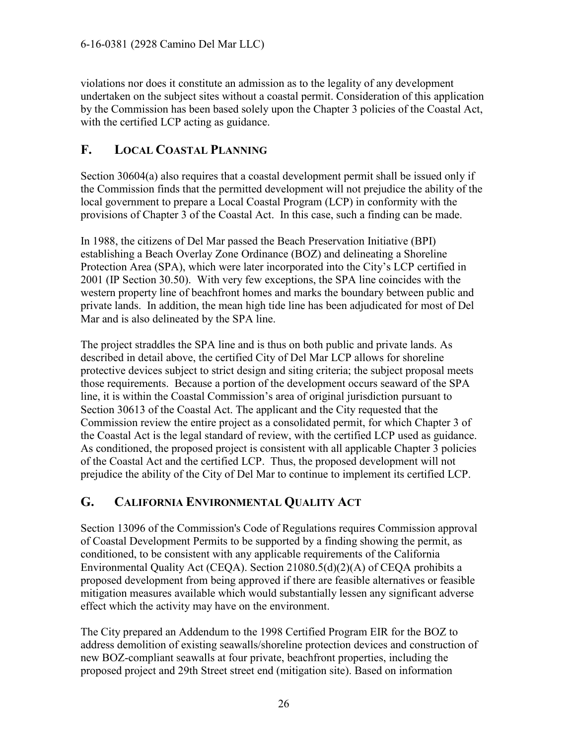violations nor does it constitute an admission as to the legality of any development undertaken on the subject sites without a coastal permit. Consideration of this application by the Commission has been based solely upon the Chapter 3 policies of the Coastal Act, with the certified LCP acting as guidance.

## F. LOCAL COASTAL PLANNING

Section 30604(a) also requires that a coastal development permit shall be issued only if the Commission finds that the permitted development will not prejudice the ability of the local government to prepare a Local Coastal Program (LCP) in conformity with the provisions of Chapter 3 of the Coastal Act. In this case, such a finding can be made.

In 1988, the citizens of Del Mar passed the Beach Preservation Initiative (BPI) establishing a Beach Overlay Zone Ordinance (BOZ) and delineating a Shoreline Protection Area (SPA), which were later incorporated into the City's LCP certified in 2001 (IP Section 30.50). With very few exceptions, the SPA line coincides with the western property line of beachfront homes and marks the boundary between public and private lands. In addition, the mean high tide line has been adjudicated for most of Del Mar and is also delineated by the SPA line.

The project straddles the SPA line and is thus on both public and private lands. As described in detail above, the certified City of Del Mar LCP allows for shoreline protective devices subject to strict design and siting criteria; the subject proposal meets those requirements. Because a portion of the development occurs seaward of the SPA line, it is within the Coastal Commission's area of original jurisdiction pursuant to Section 30613 of the Coastal Act. The applicant and the City requested that the Commission review the entire project as a consolidated permit, for which Chapter 3 of the Coastal Act is the legal standard of review, with the certified LCP used as guidance. As conditioned, the proposed project is consistent with all applicable Chapter 3 policies of the Coastal Act and the certified LCP. Thus, the proposed development will not prejudice the ability of the City of Del Mar to continue to implement its certified LCP.

## G. CALIFORNIA ENVIRONMENTAL QUALITY ACT

Section 13096 of the Commission's Code of Regulations requires Commission approval of Coastal Development Permits to be supported by a finding showing the permit, as conditioned, to be consistent with any applicable requirements of the California Environmental Quality Act (CEQA). Section 21080.5(d)(2)(A) of CEQA prohibits a proposed development from being approved if there are feasible alternatives or feasible mitigation measures available which would substantially lessen any significant adverse effect which the activity may have on the environment.

The City prepared an Addendum to the 1998 Certified Program EIR for the BOZ to address demolition of existing seawalls/shoreline protection devices and construction of new BOZ-compliant seawalls at four private, beachfront properties, including the proposed project and 29th Street street end (mitigation site). Based on information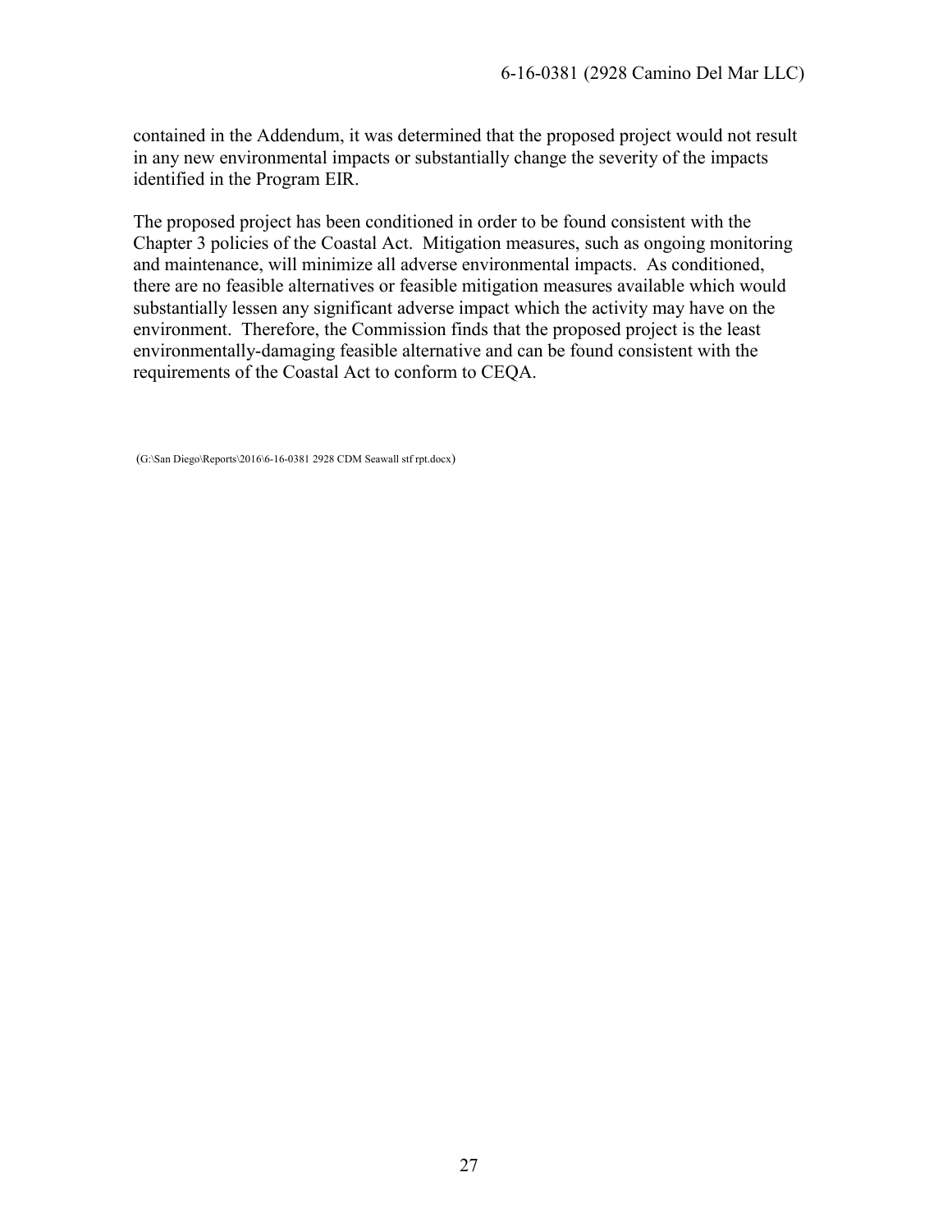contained in the Addendum, it was determined that the proposed project would not result in any new environmental impacts or substantially change the severity of the impacts identified in the Program EIR.

The proposed project has been conditioned in order to be found consistent with the Chapter 3 policies of the Coastal Act. Mitigation measures, such as ongoing monitoring and maintenance, will minimize all adverse environmental impacts. As conditioned, there are no feasible alternatives or feasible mitigation measures available which would substantially lessen any significant adverse impact which the activity may have on the environment. Therefore, the Commission finds that the proposed project is the least environmentally-damaging feasible alternative and can be found consistent with the requirements of the Coastal Act to conform to CEQA.

(G:\San Diego\Reports\2016\6-16-0381 2928 CDM Seawall stf rpt.docx)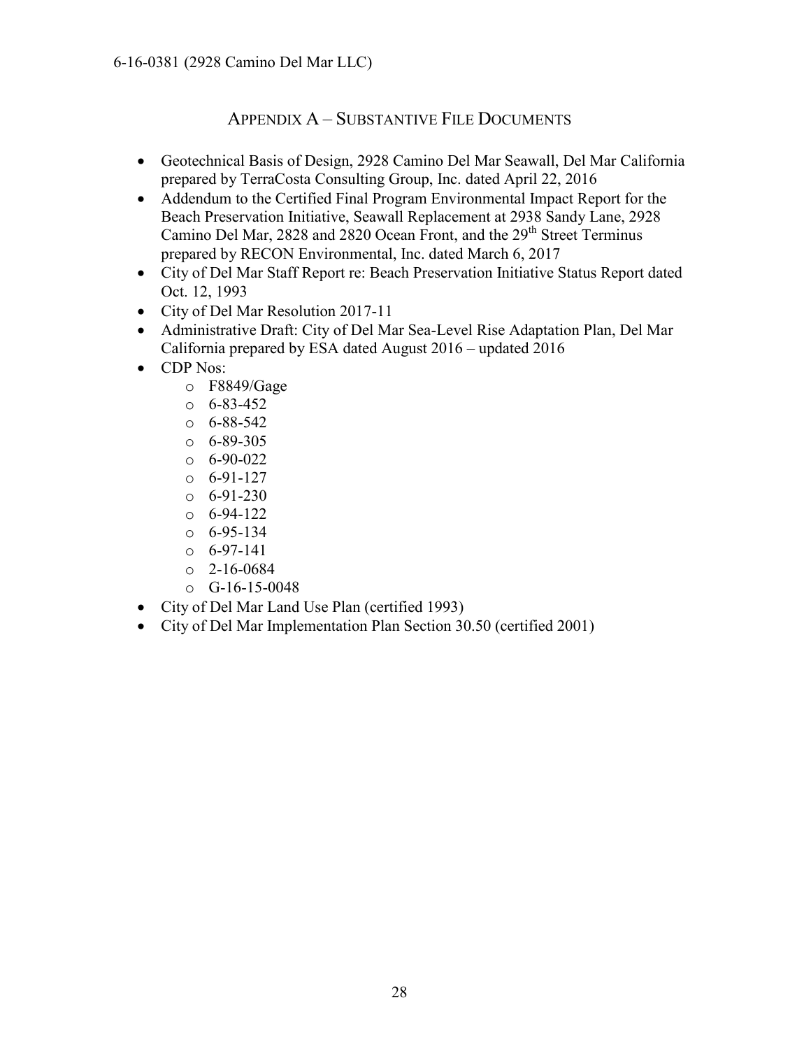## Appendix A – Substantive File Documents

- Geotechnical Basis of Design, 2928 Camino Del Mar Seawall, Del Mar California prepared by TerraCosta Consulting Group, Inc. dated April 22, 2016
- Addendum to the Certified Final Program Environmental Impact Report for the Beach Preservation Initiative, Seawall Replacement at 2938 Sandy Lane, 2928 Camino Del Mar, 2828 and 2820 Ocean Front, and the 29th Street Terminus prepared by RECON Environmental, Inc. dated March 6, 2017
- City of Del Mar Staff Report re: Beach Preservation Initiative Status Report dated Oct. 12, 1993
- City of Del Mar Resolution 2017-11
- Administrative Draft: City of Del Mar Sea-Level Rise Adaptation Plan, Del Mar California prepared by ESA dated August 2016 – updated 2016
- CDP Nos:
    - F8849/Gage
    - 6-83-452
    - 6-88-542
    - 6-89-305
    - 6-90-022
    - 6-91-127
    - 6-91-230
    - 6-94-122
    - 6-95-134
    - 6-97-141
    - 2-16-0684
    - G-16-15-0048
- City of Del Mar Land Use Plan (certified 1993)
- City of Del Mar Implementation Plan Section 30.50 (certified 2001)